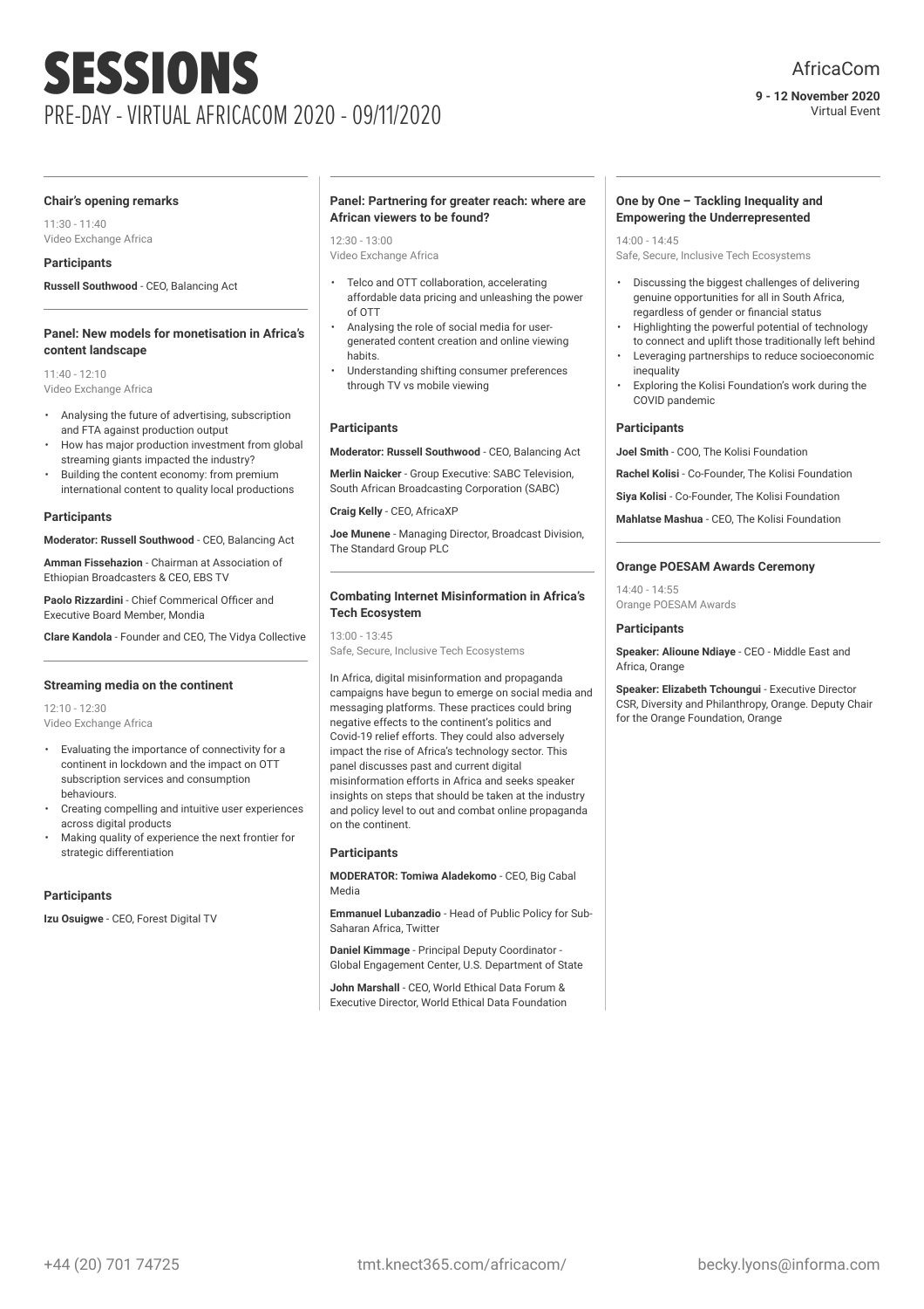# SESSIONS

PRE-DAY - VIRTUAL AFRICACOM 2020 - 09/11/2020

AfricaCom

**9 - 12 November 2020**
Virtual Event

### Chair's opening remarks

11:30 - 11:40
Video Exchange Africa

**Participants**

**Russell Southwood** - CEO, Balancing Act

### Panel: New models for monetisation in Africa's content landscape

11:40 - 12:10
Video Exchange Africa

- Analysing the future of advertising, subscription and FTA against production output
- How has major production investment from global streaming giants impacted the industry?
- Building the content economy: from premium international content to quality local productions

**Participants**

**Moderator: Russell Southwood** - CEO, Balancing Act

**Amman Fissehazion** - Chairman at Association of Ethiopian Broadcasters & CEO, EBS TV

**Paolo Rizzardini** - Chief Commerical Officer and Executive Board Member, Mondia

**Clare Kandola** - Founder and CEO, The Vidya Collective

### Streaming media on the continent

12:10 - 12:30
Video Exchange Africa

- Evaluating the importance of connectivity for a continent in lockdown and the impact on OTT subscription services and consumption behaviours.
- Creating compelling and intuitive user experiences across digital products
- Making quality of experience the next frontier for strategic differentiation

**Participants**

**Izu Osuigwe** - CEO, Forest Digital TV

### Panel: Partnering for greater reach: where are African viewers to be found?

12:30 - 13:00
Video Exchange Africa

- Telco and OTT collaboration, accelerating affordable data pricing and unleashing the power of OTT
- Analysing the role of social media for user-generated content creation and online viewing habits.
- Understanding shifting consumer preferences through TV vs mobile viewing

**Participants**

**Moderator: Russell Southwood** - CEO, Balancing Act

**Merlin Naicker** - Group Executive: SABC Television, South African Broadcasting Corporation (SABC)

**Craig Kelly** - CEO, AfricaXP

**Joe Munene** - Managing Director, Broadcast Division, The Standard Group PLC

### Combating Internet Misinformation in Africa's Tech Ecosystem

13:00 - 13:45
Safe, Secure, Inclusive Tech Ecosystems

In Africa, digital misinformation and propaganda campaigns have begun to emerge on social media and messaging platforms. These practices could bring negative effects to the continent's politics and Covid-19 relief efforts. They could also adversely impact the rise of Africa's technology sector. This panel discusses past and current digital misinformation efforts in Africa and seeks speaker insights on steps that should be taken at the industry and policy level to out and combat online propaganda on the continent.

**Participants**

**MODERATOR: Tomiwa Aladekomo** - CEO, Big Cabal Media

**Emmanuel Lubanzadio** - Head of Public Policy for Sub-Saharan Africa, Twitter

**Daniel Kimmage** - Principal Deputy Coordinator - Global Engagement Center, U.S. Department of State

**John Marshall** - CEO, World Ethical Data Forum & Executive Director, World Ethical Data Foundation

### One by One – Tackling Inequality and Empowering the Underrepresented

14:00 - 14:45
Safe, Secure, Inclusive Tech Ecosystems

- Discussing the biggest challenges of delivering genuine opportunities for all in South Africa, regardless of gender or financial status
- Highlighting the powerful potential of technology to connect and uplift those traditionally left behind
- Leveraging partnerships to reduce socioeconomic inequality
- Exploring the Kolisi Foundation's work during the COVID pandemic

**Participants**

**Joel Smith** - COO, The Kolisi Foundation

**Rachel Kolisi** - Co-Founder, The Kolisi Foundation

**Siya Kolisi** - Co-Founder, The Kolisi Foundation

**Mahlatse Mashua** - CEO, The Kolisi Foundation

### Orange POESAM Awards Ceremony

14:40 - 14:55
Orange POESAM Awards

**Participants**

**Speaker: Alioune Ndiaye** - CEO - Middle East and Africa, Orange

**Speaker: Elizabeth Tchoungui** - Executive Director CSR, Diversity and Philanthropy, Orange. Deputy Chair for the Orange Foundation, Orange

+44 (20) 701 74725 tmt.knect365.com/africacom/ becky.lyons@informa.com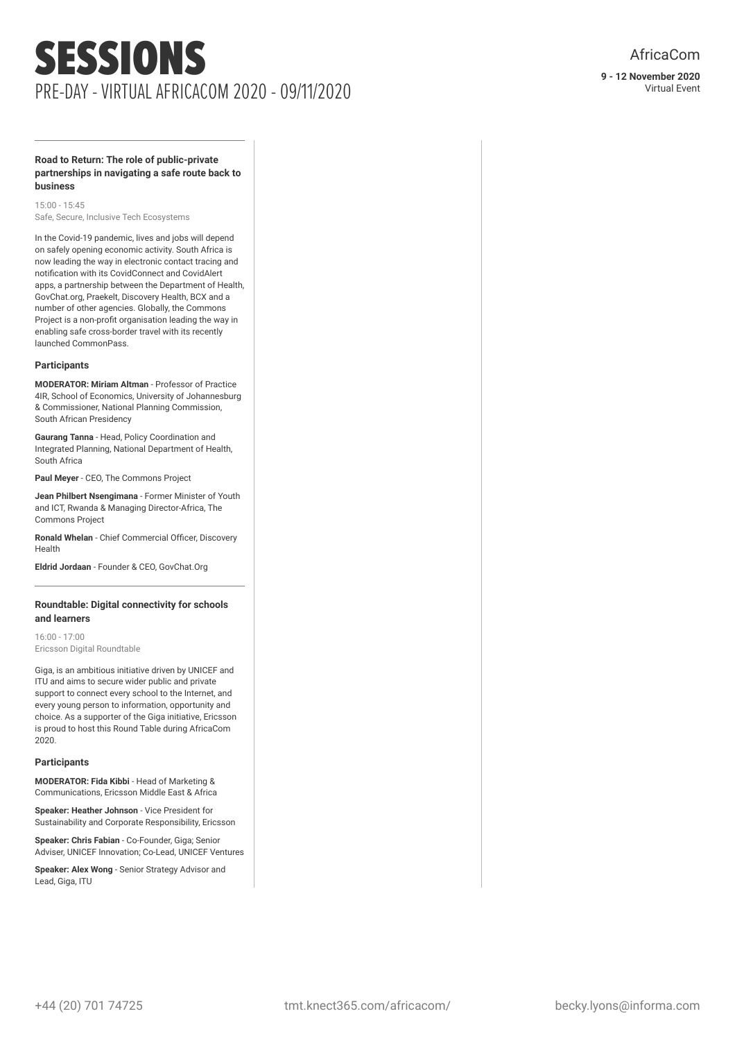# SESSIONS

## PRE-DAY - VIRTUAL AFRICACOM 2020 - 09/11/2020

AfricaCom

**9 - 12 November 2020**
Virtual Event

### Road to Return: The role of public-private partnerships in navigating a safe route back to business

15:00 - 15:45
Safe, Secure, Inclusive Tech Ecosystems

In the Covid-19 pandemic, lives and jobs will depend on safely opening economic activity. South Africa is now leading the way in electronic contact tracing and notification with its CovidConnect and CovidAlert apps, a partnership between the Department of Health, GovChat.org, Praekelt, Discovery Health, BCX and a number of other agencies. Globally, the Commons Project is a non-profit organisation leading the way in enabling safe cross-border travel with its recently launched CommonPass.

**Participants**

**MODERATOR: Miriam Altman** - Professor of Practice 4IR, School of Economics, University of Johannesburg & Commissioner, National Planning Commission, South African Presidency

**Gaurang Tanna** - Head, Policy Coordination and Integrated Planning, National Department of Health, South Africa

**Paul Meyer** - CEO, The Commons Project

**Jean Philbert Nsengimana** - Former Minister of Youth and ICT, Rwanda & Managing Director-Africa, The Commons Project

**Ronald Whelan** - Chief Commercial Officer, Discovery Health

**Eldrid Jordaan** - Founder & CEO, GovChat.Org

### Roundtable: Digital connectivity for schools and learners

16:00 - 17:00
Ericsson Digital Roundtable

Giga, is an ambitious initiative driven by UNICEF and ITU and aims to secure wider public and private support to connect every school to the Internet, and every young person to information, opportunity and choice. As a supporter of the Giga initiative, Ericsson is proud to host this Round Table during AfricaCom 2020.

**Participants**

**MODERATOR: Fida Kibbi** - Head of Marketing & Communications, Ericsson Middle East & Africa

**Speaker: Heather Johnson** - Vice President for Sustainability and Corporate Responsibility, Ericsson

**Speaker: Chris Fabian** - Co-Founder, Giga; Senior Adviser, UNICEF Innovation; Co-Lead, UNICEF Ventures

**Speaker: Alex Wong** - Senior Strategy Advisor and Lead, Giga, ITU

+44 (20) 701 74725 tmt.knect365.com/africacom/ becky.lyons@informa.com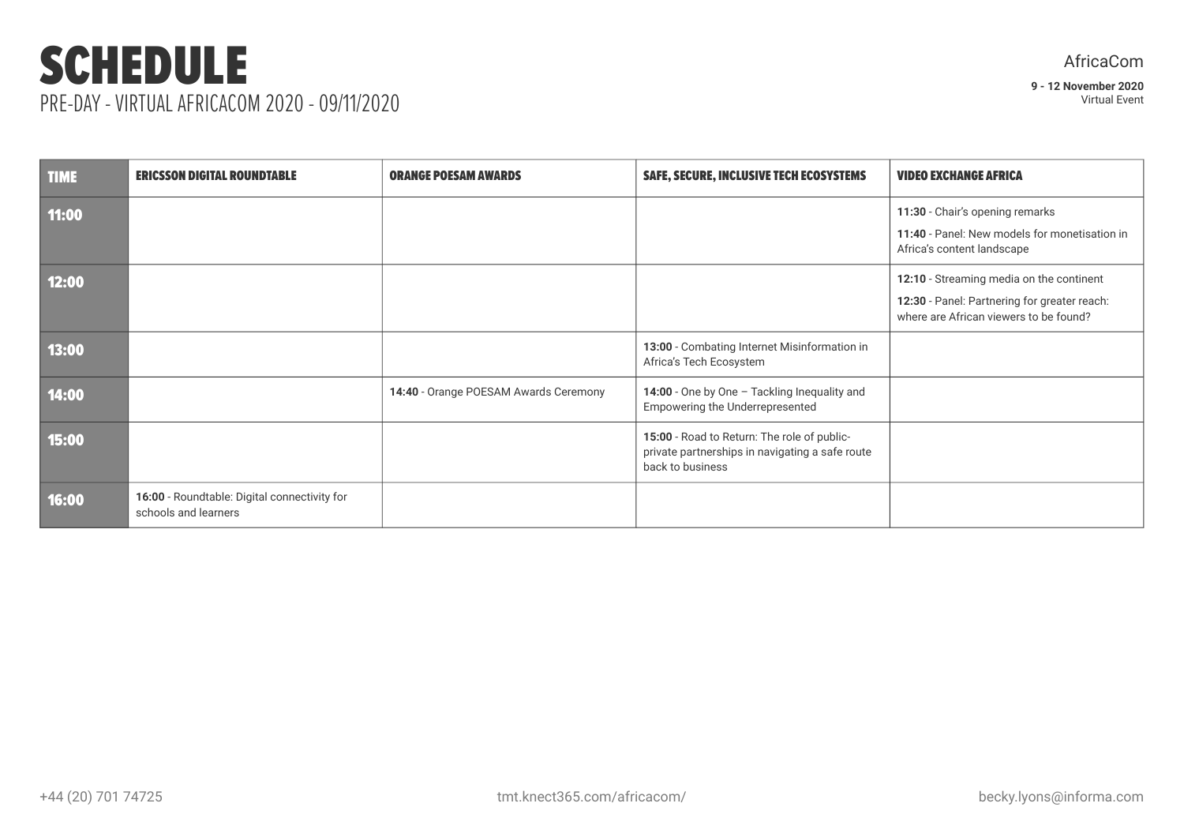# SCHEDULE

PRE-DAY - VIRTUAL AFRICACOM 2020 - 09/11/2020

AfricaCom

**9 - 12 November 2020**
Virtual Event

| TIME | ERICSSON DIGITAL ROUNDTABLE | ORANGE POESAM AWARDS | SAFE, SECURE, INCLUSIVE TECH ECOSYSTEMS | VIDEO EXCHANGE AFRICA |
|---|---|---|---|---|
| 11:00 | | | | **11:30** - Chair's opening remarks<br>**11:40** - Panel: New models for monetisation in Africa's content landscape |
| 12:00 | | | | **12:10** - Streaming media on the continent<br>**12:30** - Panel: Partnering for greater reach: where are African viewers to be found? |
| 13:00 | | | **13:00** - Combating Internet Misinformation in Africa's Tech Ecosystem | |
| 14:00 | | **14:40** - Orange POESAM Awards Ceremony | **14:00** - One by One – Tackling Inequality and Empowering the Underrepresented | |
| 15:00 | | | **15:00** - Road to Return: The role of public-private partnerships in navigating a safe route back to business | |
| 16:00 | **16:00** - Roundtable: Digital connectivity for schools and learners | | | |

+44 (20) 701 74725 tmt.knect365.com/africacom/ becky.lyons@informa.com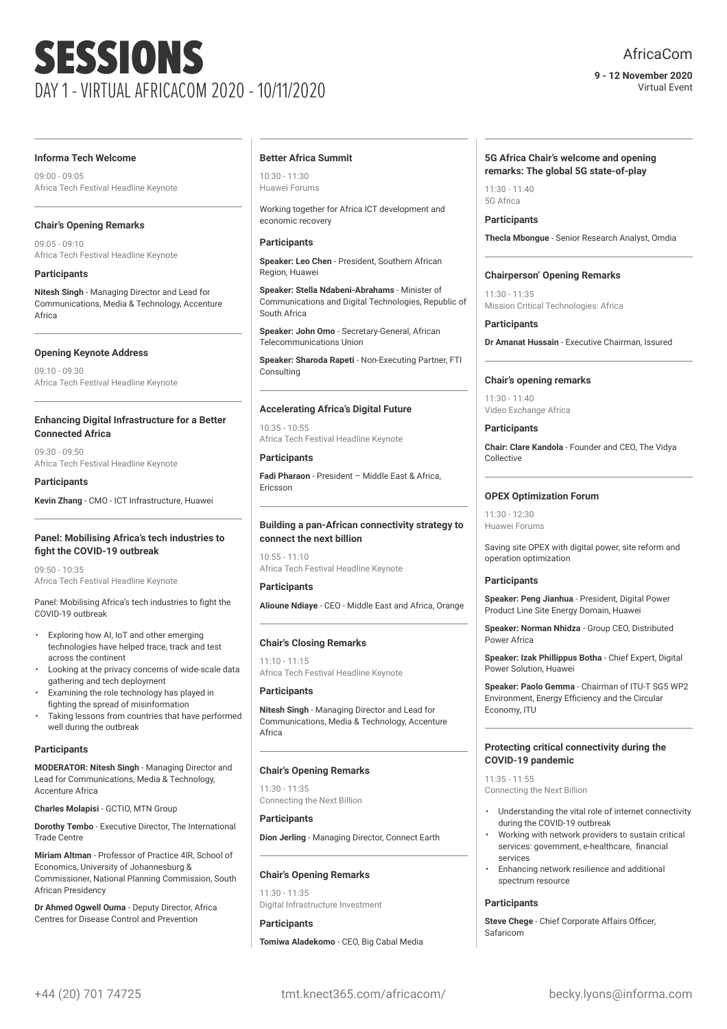# SESSIONS

## DAY 1 - VIRTUAL AFRICACOM 2020 - 10/11/2020

AfricaCom

**9 - 12 November 2020**
Virtual Event

### Informa Tech Welcome

09:00 - 09:05
Africa Tech Festival Headline Keynote

### Chair's Opening Remarks

09:05 - 09:10
Africa Tech Festival Headline Keynote

**Participants**

**Nitesh Singh** - Managing Director and Lead for Communications, Media & Technology, Accenture Africa

### Opening Keynote Address

09:10 - 09:30
Africa Tech Festival Headline Keynote

### Enhancing Digital Infrastructure for a Better Connected Africa

09:30 - 09:50
Africa Tech Festival Headline Keynote

**Participants**

**Kevin Zhang** - CMO - ICT Infrastructure, Huawei

### Panel: Mobilising Africa's tech industries to fight the COVID-19 outbreak

09:50 - 10:35
Africa Tech Festival Headline Keynote

Panel: Mobilising Africa's tech industries to fight the COVID-19 outbreak

- Exploring how AI, IoT and other emerging technologies have helped trace, track and test across the continent
- Looking at the privacy concerns of wide-scale data gathering and tech deployment
- Examining the role technology has played in fighting the spread of misinformation
- Taking lessons from countries that have performed well during the outbreak

**Participants**

**MODERATOR: Nitesh Singh** - Managing Director and Lead for Communications, Media & Technology, Accenture Africa

**Charles Molapisi** - GCTIO, MTN Group

**Dorothy Tembo** - Executive Director, The International Trade Centre

**Miriam Altman** - Professor of Practice 4IR, School of Economics, University of Johannesburg & Commissioner, National Planning Commission, South African Presidency

**Dr Ahmed Ogwell Ouma** - Deputy Director, Africa Centres for Disease Control and Prevention

### Better Africa Summit

10:30 - 11:30
Huawei Forums

Working together for Africa ICT development and economic recovery

**Participants**

**Speaker: Leo Chen** - President, Southern African Region, Huawei

**Speaker: Stella Ndabeni-Abrahams** - Minister of Communications and Digital Technologies, Republic of South Africa

**Speaker: John Omo** - Secretary-General, African Telecommunications Union

**Speaker: Sharoda Rapeti** - Non-Executing Partner, FTI Consulting

### Accelerating Africa's Digital Future

10:35 - 10:55
Africa Tech Festival Headline Keynote

**Participants**

**Fadi Pharaon** - President – Middle East & Africa, Ericsson

### Building a pan-African connectivity strategy to connect the next billion

10:55 - 11:10
Africa Tech Festival Headline Keynote

**Participants**

**Alioune Ndiaye** - CEO - Middle East and Africa, Orange

### Chair's Closing Remarks

11:10 - 11:15
Africa Tech Festival Headline Keynote

**Participants**

**Nitesh Singh** - Managing Director and Lead for Communications, Media & Technology, Accenture Africa

### Chair's Opening Remarks

11:30 - 11:35
Connecting the Next Billion

**Participants**

**Dion Jerling** - Managing Director, Connect Earth

### Chair's Opening Remarks

11:30 - 11:35
Digital Infrastructure Investment

**Participants**

**Tomiwa Aladekomo** - CEO, Big Cabal Media

### 5G Africa Chair's welcome and opening remarks: The global 5G state-of-play

11:30 - 11:40
5G Africa

**Participants**

**Thecla Mbongue** - Senior Research Analyst, Omdia

### Chairperson' Opening Remarks

11:30 - 11:35
Mission Critical Technologies: Africa

**Participants**

**Dr Amanat Hussain** - Executive Chairman, Issured

### Chair's opening remarks

11:30 - 11:40
Video Exchange Africa

**Participants**

**Chair: Clare Kandola** - Founder and CEO, The Vidya Collective

### OPEX Optimization Forum

11:30 - 12:30
Huawei Forums

Saving site OPEX with digital power, site reform and operation optimization

**Participants**

**Speaker: Peng Jianhua** - President, Digital Power Product Line Site Energy Domain, Huawei

**Speaker: Norman Nhidza** - Group CEO, Distributed Power Africa

**Speaker: Izak Phillippus Botha** - Chief Expert, Digital Power Solution, Huawei

**Speaker: Paolo Gemma** - Chairman of ITU-T SG5 WP2 Environment, Energy Efficiency and the Circular Economy, ITU

### Protecting critical connectivity during the COVID-19 pandemic

11:35 - 11:55
Connecting the Next Billion

- Understanding the vital role of internet connectivity during the COVID-19 outbreak
- Working with network providers to sustain critical services: government, e-healthcare, financial services
- Enhancing network resilience and additional spectrum resource

**Participants**

**Steve Chege** - Chief Corporate Affairs Officer, Safaricom

+44 (20) 701 74725 tmt.knect365.com/africacom/ becky.lyons@informa.com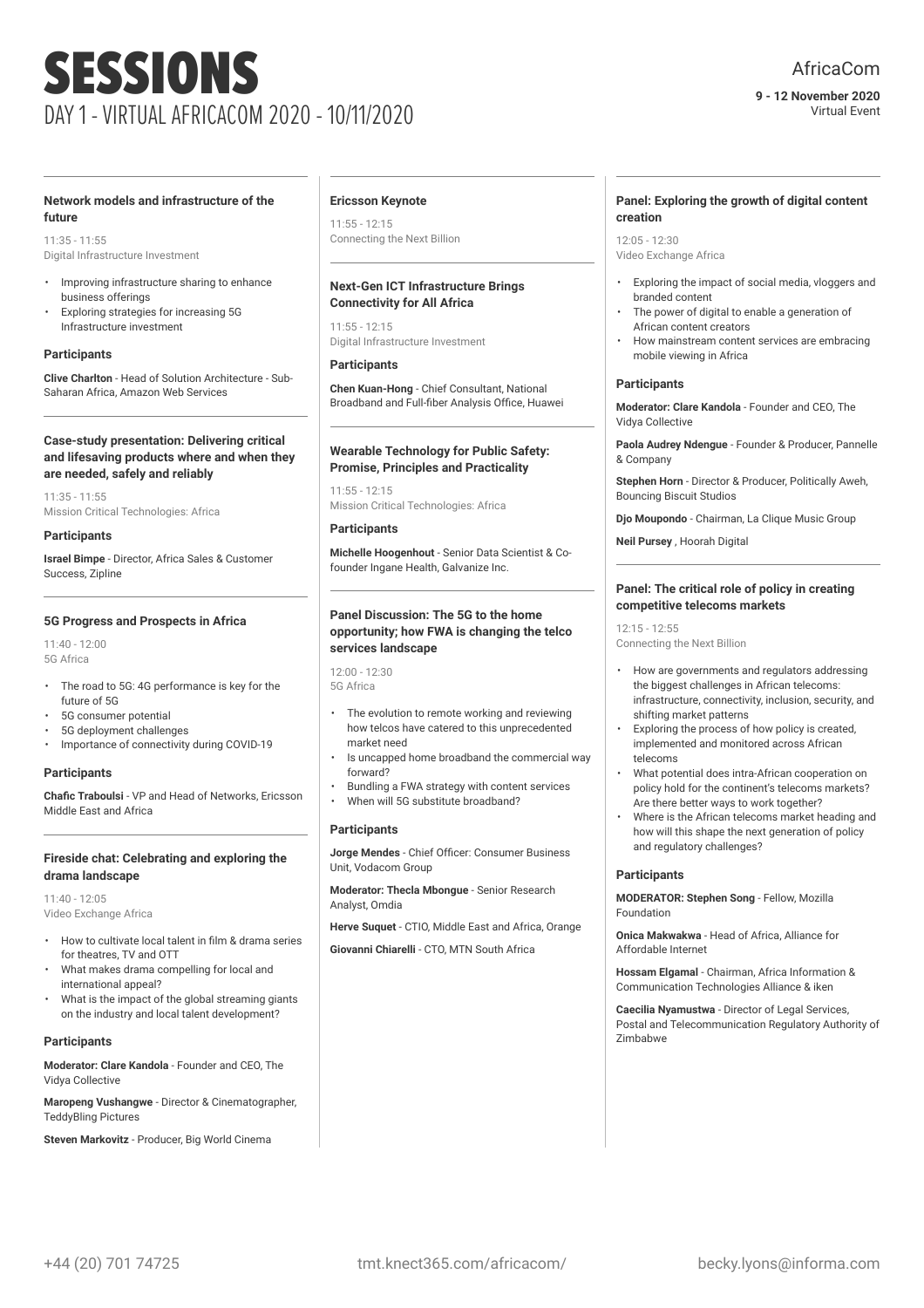# SESSIONS

## DAY 1 - VIRTUAL AFRICACOM 2020 - 10/11/2020

AfricaCom

**9 - 12 November 2020**
Virtual Event

### Network models and infrastructure of the future

11:35 - 11:55
Digital Infrastructure Investment

- Improving infrastructure sharing to enhance business offerings
- Exploring strategies for increasing 5G Infrastructure investment

**Participants**

**Clive Charlton** - Head of Solution Architecture - Sub-Saharan Africa, Amazon Web Services

### Case-study presentation: Delivering critical and lifesaving products where and when they are needed, safely and reliably

11:35 - 11:55
Mission Critical Technologies: Africa

**Participants**

**Israel Bimpe** - Director, Africa Sales & Customer Success, Zipline

### 5G Progress and Prospects in Africa

11:40 - 12:00
5G Africa

- The road to 5G: 4G performance is key for the future of 5G
- 5G consumer potential
- 5G deployment challenges
- Importance of connectivity during COVID-19

**Participants**

**Chafic Traboulsi** - VP and Head of Networks, Ericsson Middle East and Africa

### Fireside chat: Celebrating and exploring the drama landscape

11:40 - 12:05
Video Exchange Africa

- How to cultivate local talent in film & drama series for theatres, TV and OTT
- What makes drama compelling for local and international appeal?
- What is the impact of the global streaming giants on the industry and local talent development?

**Participants**

**Moderator: Clare Kandola** - Founder and CEO, The Vidya Collective

**Maropeng Vushangwe** - Director & Cinematographer, TeddyBling Pictures

**Steven Markovitz** - Producer, Big World Cinema

### Ericsson Keynote

11:55 - 12:15
Connecting the Next Billion

### Next-Gen ICT Infrastructure Brings Connectivity for All Africa

11:55 - 12:15
Digital Infrastructure Investment

**Participants**

**Chen Kuan-Hong** - Chief Consultant, National Broadband and Full-fiber Analysis Office, Huawei

### Wearable Technology for Public Safety: Promise, Principles and Practicality

11:55 - 12:15
Mission Critical Technologies: Africa

**Participants**

**Michelle Hoogenhout** - Senior Data Scientist & Co-founder Ingane Health, Galvanize Inc.

### Panel Discussion: The 5G to the home opportunity; how FWA is changing the telco services landscape

12:00 - 12:30
5G Africa

- The evolution to remote working and reviewing how telcos have catered to this unprecedented market need
- Is uncapped home broadband the commercial way forward?
- Bundling a FWA strategy with content services
- When will 5G substitute broadband?

**Participants**

**Jorge Mendes** - Chief Officer: Consumer Business Unit, Vodacom Group

**Moderator: Thecla Mbongue** - Senior Research Analyst, Omdia

**Herve Suquet** - CTIO, Middle East and Africa, Orange

**Giovanni Chiarelli** - CTO, MTN South Africa

### Panel: Exploring the growth of digital content creation

12:05 - 12:30
Video Exchange Africa

- Exploring the impact of social media, vloggers and branded content
- The power of digital to enable a generation of African content creators
- How mainstream content services are embracing mobile viewing in Africa

**Participants**

**Moderator: Clare Kandola** - Founder and CEO, The Vidya Collective

**Paola Audrey Ndengue** - Founder & Producer, Pannelle & Company

**Stephen Horn** - Director & Producer, Politically Aweh, Bouncing Biscuit Studios

**Djo Moupondo** - Chairman, La Clique Music Group

**Neil Pursey** , Hoorah Digital

### Panel: The critical role of policy in creating competitive telecoms markets

12:15 - 12:55
Connecting the Next Billion

- How are governments and regulators addressing the biggest challenges in African telecoms: infrastructure, connectivity, inclusion, security, and shifting market patterns
- Exploring the process of how policy is created, implemented and monitored across African telecoms
- What potential does intra-African cooperation on policy hold for the continent's telecoms markets? Are there better ways to work together?
- Where is the African telecoms market heading and how will this shape the next generation of policy and regulatory challenges?

**Participants**

**MODERATOR: Stephen Song** - Fellow, Mozilla Foundation

**Onica Makwakwa** - Head of Africa, Alliance for Affordable Internet

**Hossam Elgamal** - Chairman, Africa Information & Communication Technologies Alliance & iken

**Caecilia Nyamustwa** - Director of Legal Services, Postal and Telecommunication Regulatory Authority of Zimbabwe

+44 (20) 701 74725 tmt.knect365.com/africacom/ becky.lyons@informa.com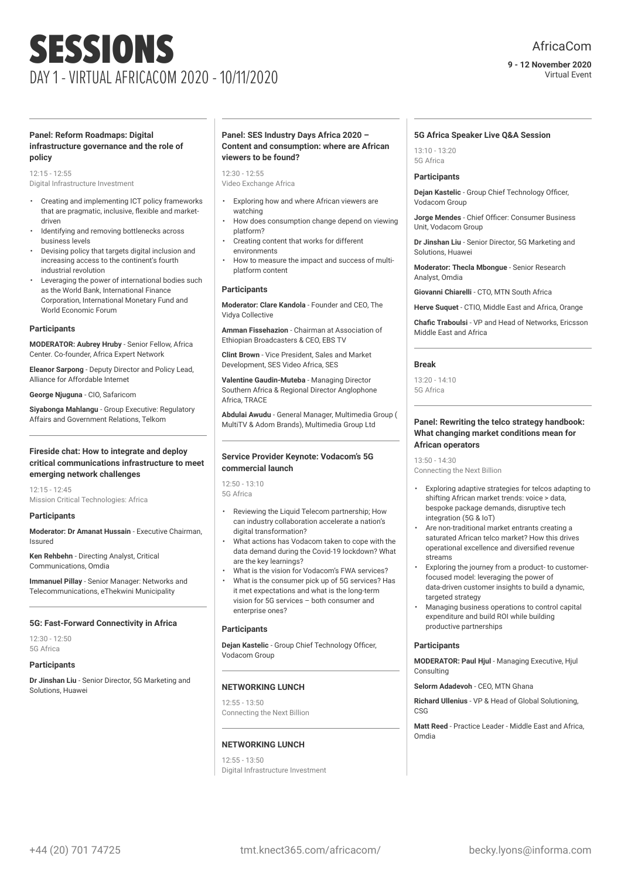# SESSIONS

## DAY 1 - VIRTUAL AFRICACOM 2020 - 10/11/2020

AfricaCom

**9 - 12 November 2020**
Virtual Event

### Panel: Reform Roadmaps: Digital infrastructure governance and the role of policy

12:15 - 12:55
Digital Infrastructure Investment

- Creating and implementing ICT policy frameworks that are pragmatic, inclusive, flexible and market-driven
- Identifying and removing bottlenecks across business levels
- Devising policy that targets digital inclusion and increasing access to the continent's fourth industrial revolution
- Leveraging the power of international bodies such as the World Bank, International Finance Corporation, International Monetary Fund and World Economic Forum

#### Participants

**MODERATOR: Aubrey Hruby** - Senior Fellow, Africa Center. Co-founder, Africa Expert Network

**Eleanor Sarpong** - Deputy Director and Policy Lead, Alliance for Affordable Internet

**George Njuguna** - CIO, Safaricom

**Siyabonga Mahlangu** - Group Executive: Regulatory Affairs and Government Relations, Telkom

### Fireside chat: How to integrate and deploy critical communications infrastructure to meet emerging network challenges

12:15 - 12:45
Mission Critical Technologies: Africa

#### Participants

**Moderator: Dr Amanat Hussain** - Executive Chairman, Issured

**Ken Rehbehn** - Directing Analyst, Critical Communications, Omdia

**Immanuel Pillay** - Senior Manager: Networks and Telecommunications, eThekwini Municipality

### 5G: Fast-Forward Connectivity in Africa

12:30 - 12:50
5G Africa

#### Participants

**Dr Jinshan Liu** - Senior Director, 5G Marketing and Solutions, Huawei

### Panel: SES Industry Days Africa 2020 – Content and consumption: where are African viewers to be found?

12:30 - 12:55
Video Exchange Africa

- Exploring how and where African viewers are watching
- How does consumption change depend on viewing platform?
- Creating content that works for different environments
- How to measure the impact and success of multi-platform content

#### Participants

**Moderator: Clare Kandola** - Founder and CEO, The Vidya Collective

**Amman Fissehazion** - Chairman at Association of Ethiopian Broadcasters & CEO, EBS TV

**Clint Brown** - Vice President, Sales and Market Development, SES Video Africa, SES

**Valentine Gaudin-Muteba** - Managing Director Southern Africa & Regional Director Anglophone Africa, TRACE

**Abdulai Awudu** - General Manager, Multimedia Group ( MultiTV & Adom Brands), Multimedia Group Ltd

### Service Provider Keynote: Vodacom's 5G commercial launch

12:50 - 13:10
5G Africa

- Reviewing the Liquid Telecom partnership; How can industry collaboration accelerate a nation's digital transformation?
- What actions has Vodacom taken to cope with the data demand during the Covid-19 lockdown? What are the key learnings?
- What is the vision for Vodacom's FWA services?
- What is the consumer pick up of 5G services? Has it met expectations and what is the long-term vision for 5G services – both consumer and enterprise ones?

#### Participants

**Dejan Kastelic** - Group Chief Technology Officer, Vodacom Group

### NETWORKING LUNCH

12:55 - 13:50
Connecting the Next Billion

### NETWORKING LUNCH

12:55 - 13:50
Digital Infrastructure Investment

### 5G Africa Speaker Live Q&A Session

13:10 - 13:20
5G Africa

#### Participants

**Dejan Kastelic** - Group Chief Technology Officer, Vodacom Group

**Jorge Mendes** - Chief Officer: Consumer Business Unit, Vodacom Group

**Dr Jinshan Liu** - Senior Director, 5G Marketing and Solutions, Huawei

**Moderator: Thecla Mbongue** - Senior Research Analyst, Omdia

**Giovanni Chiarelli** - CTO, MTN South Africa

**Herve Suquet** - CTIO, Middle East and Africa, Orange

**Chafic Traboulsi** - VP and Head of Networks, Ericsson Middle East and Africa

### Break

13:20 - 14:10
5G Africa

### Panel: Rewriting the telco strategy handbook: What changing market conditions mean for African operators

13:50 - 14:30
Connecting the Next Billion

- Exploring adaptive strategies for telcos adapting to shifting African market trends: voice > data, bespoke package demands, disruptive tech integration (5G & IoT)
- Are non-traditional market entrants creating a saturated African telco market? How this drives operational excellence and diversified revenue streams
- Exploring the journey from a product- to customer-focused model: leveraging the power of data-driven customer insights to build a dynamic, targeted strategy
- Managing business operations to control capital expenditure and build ROI while building productive partnerships

#### Participants

**MODERATOR: Paul Hjul** - Managing Executive, Hjul Consulting

**Selorm Adadevoh** - CEO, MTN Ghana

**Richard Ullenius** - VP & Head of Global Solutioning, CSG

**Matt Reed** - Practice Leader - Middle East and Africa, Omdia

+44 (20) 701 74725 | tmt.knect365.com/africacom/ | becky.lyons@informa.com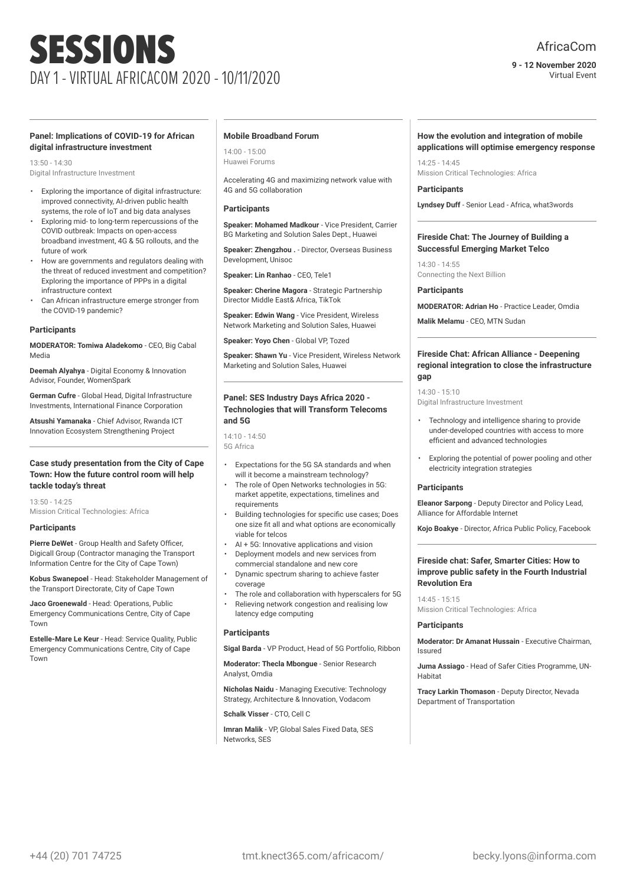# SESSIONS

## DAY 1 - VIRTUAL AFRICACOM 2020 - 10/11/2020

AfricaCom

**9 - 12 November 2020**
Virtual Event

---

### Panel: Implications of COVID-19 for African digital infrastructure investment

13:50 - 14:30
Digital Infrastructure Investment

- Exploring the importance of digital infrastructure: improved connectivity, AI-driven public health systems, the role of IoT and big data analyses
- Exploring mid- to long-term repercussions of the COVID outbreak: Impacts on open-access broadband investment, 4G & 5G rollouts, and the future of work
- How are governments and regulators dealing with the threat of reduced investment and competition? Exploring the importance of PPPs in a digital infrastructure context
- Can African infrastructure emerge stronger from the COVID-19 pandemic?

#### Participants

**MODERATOR: Tomiwa Aladekomo** - CEO, Big Cabal Media

**Deemah Alyahya** - Digital Economy & Innovation Advisor, Founder, WomenSpark

**German Cufre** - Global Head, Digital Infrastructure Investments, International Finance Corporation

**Atsushi Yamanaka** - Chief Advisor, Rwanda ICT Innovation Ecosystem Strengthening Project

---

### Case study presentation from the City of Cape Town: How the future control room will help tackle today's threat

13:50 - 14:25
Mission Critical Technologies: Africa

#### Participants

**Pierre DeWet** - Group Health and Safety Officer, Digicall Group (Contractor managing the Transport Information Centre for the City of Cape Town)

**Kobus Swanepoel** - Head: Stakeholder Management of the Transport Directorate, City of Cape Town

**Jaco Groenewald** - Head: Operations, Public Emergency Communications Centre, City of Cape Town

**Estelle-Mare Le Keur** - Head: Service Quality, Public Emergency Communications Centre, City of Cape Town

---

### Mobile Broadband Forum

14:00 - 15:00
Huawei Forums

Accelerating 4G and maximizing network value with 4G and 5G collaboration

#### Participants

**Speaker: Mohamed Madkour** - Vice President, Carrier BG Marketing and Solution Sales Dept., Huawei

**Speaker: Zhengzhou .** - Director, Overseas Business Development, Unisoc

**Speaker: Lin Ranhao** - CEO, Tele1

**Speaker: Cherine Magora** - Strategic Partnership Director Middle East& Africa, TikTok

**Speaker: Edwin Wang** - Vice President, Wireless Network Marketing and Solution Sales, Huawei

**Speaker: Yoyo Chen** - Global VP, Tozed

**Speaker: Shawn Yu** - Vice President, Wireless Network Marketing and Solution Sales, Huawei

---

### Panel: SES Industry Days Africa 2020 - Technologies that will Transform Telecoms and 5G

14:10 - 14:50
5G Africa

- Expectations for the 5G SA standards and when will it become a mainstream technology?
- The role of Open Networks technologies in 5G: market appetite, expectations, timelines and requirements
- Building technologies for specific use cases; Does one size fit all and what options are economically viable for telcos
- AI + 5G: Innovative applications and vision
- Deployment models and new services from commercial standalone and new core
- Dynamic spectrum sharing to achieve faster coverage
- The role and collaboration with hyperscalers for 5G
- Relieving network congestion and realising low latency edge computing

#### Participants

**Sigal Barda** - VP Product, Head of 5G Portfolio, Ribbon

**Moderator: Thecla Mbongue** - Senior Research Analyst, Omdia

**Nicholas Naidu** - Managing Executive: Technology Strategy, Architecture & Innovation, Vodacom

**Schalk Visser** - CTO, Cell C

**Imran Malik** - VP, Global Sales Fixed Data, SES Networks, SES

---

### How the evolution and integration of mobile applications will optimise emergency response

14:25 - 14:45
Mission Critical Technologies: Africa

#### Participants

**Lyndsey Duff** - Senior Lead - Africa, what3words

---

### Fireside Chat: The Journey of Building a Successful Emerging Market Telco

14:30 - 14:55
Connecting the Next Billion

#### Participants

**MODERATOR: Adrian Ho** - Practice Leader, Omdia

**Malik Melamu** - CEO, MTN Sudan

---

### Fireside Chat: African Alliance - Deepening regional integration to close the infrastructure gap

14:30 - 15:10
Digital Infrastructure Investment

- Technology and intelligence sharing to provide under-developed countries with access to more efficient and advanced technologies
- Exploring the potential of power pooling and other electricity integration strategies

#### Participants

**Eleanor Sarpong** - Deputy Director and Policy Lead, Alliance for Affordable Internet

**Kojo Boakye** - Director, Africa Public Policy, Facebook

---

### Fireside chat: Safer, Smarter Cities: How to improve public safety in the Fourth Industrial Revolution Era

14:45 - 15:15
Mission Critical Technologies: Africa

#### Participants

**Moderator: Dr Amanat Hussain** - Executive Chairman, Issured

**Juma Assiago** - Head of Safer Cities Programme, UN-Habitat

**Tracy Larkin Thomason** - Deputy Director, Nevada Department of Transportation

---

+44 (20) 701 74725 | tmt.knect365.com/africacom/ | becky.lyons@informa.com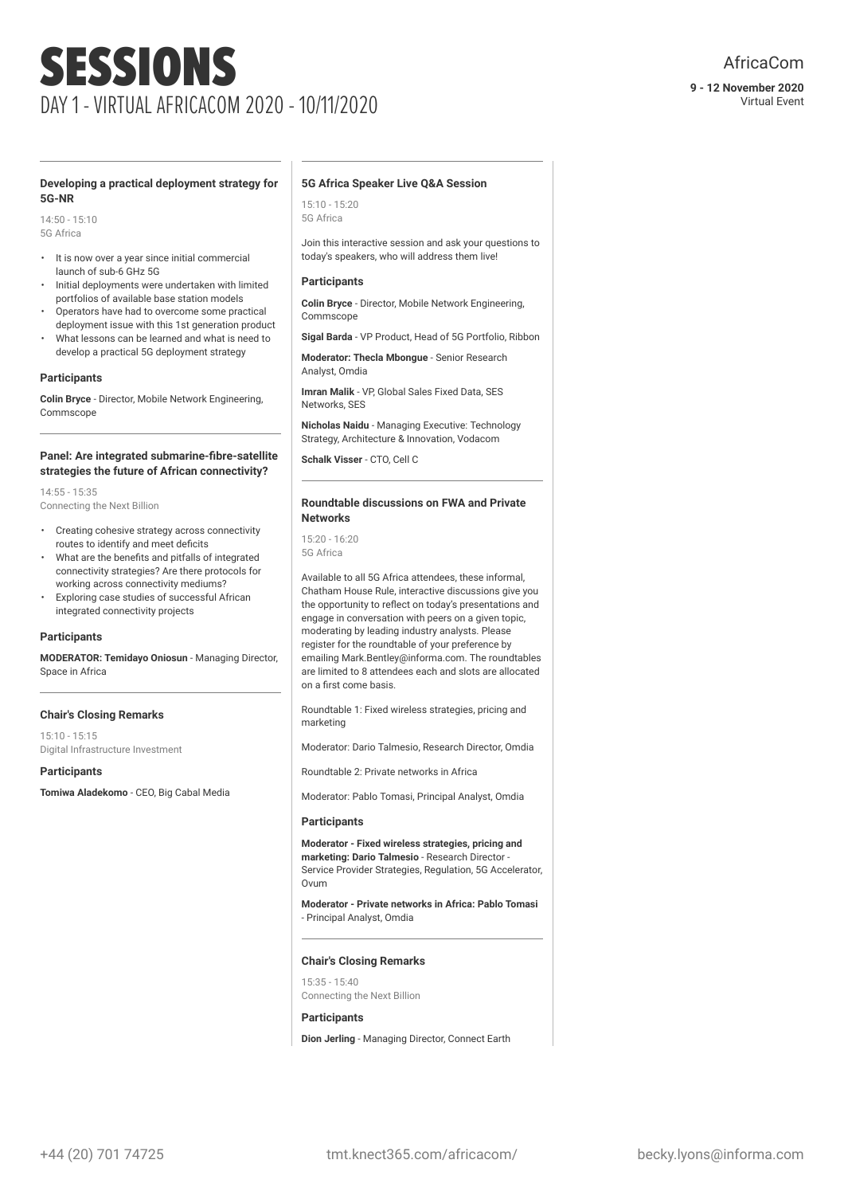# SESSIONS

DAY 1 - VIRTUAL AFRICACOM 2020 - 10/11/2020

AfricaCom

**9 - 12 November 2020**
Virtual Event

### Developing a practical deployment strategy for 5G-NR

14:50 - 15:10
5G Africa

- It is now over a year since initial commercial launch of sub-6 GHz 5G
- Initial deployments were undertaken with limited portfolios of available base station models
- Operators have had to overcome some practical deployment issue with this 1st generation product
- What lessons can be learned and what is need to develop a practical 5G deployment strategy

#### Participants

**Colin Bryce** - Director, Mobile Network Engineering, Commscope

### Panel: Are integrated submarine-fibre-satellite strategies the future of African connectivity?

14:55 - 15:35
Connecting the Next Billion

- Creating cohesive strategy across connectivity routes to identify and meet deficits
- What are the benefits and pitfalls of integrated connectivity strategies? Are there protocols for working across connectivity mediums?
- Exploring case studies of successful African integrated connectivity projects

#### Participants

**MODERATOR: Temidayo Oniosun** - Managing Director, Space in Africa

### Chair's Closing Remarks

15:10 - 15:15
Digital Infrastructure Investment

#### Participants

**Tomiwa Aladekomo** - CEO, Big Cabal Media

### 5G Africa Speaker Live Q&A Session

15:10 - 15:20
5G Africa

Join this interactive session and ask your questions to today's speakers, who will address them live!

#### Participants

**Colin Bryce** - Director, Mobile Network Engineering, Commscope

**Sigal Barda** - VP Product, Head of 5G Portfolio, Ribbon

**Moderator: Thecla Mbongue** - Senior Research Analyst, Omdia

**Imran Malik** - VP, Global Sales Fixed Data, SES Networks, SES

**Nicholas Naidu** - Managing Executive: Technology Strategy, Architecture & Innovation, Vodacom

**Schalk Visser** - CTO, Cell C

### Roundtable discussions on FWA and Private Networks

15:20 - 16:20
5G Africa

Available to all 5G Africa attendees, these informal, Chatham House Rule, interactive discussions give you the opportunity to reflect on today's presentations and engage in conversation with peers on a given topic, moderating by leading industry analysts. Please register for the roundtable of your preference by emailing Mark.Bentley@informa.com. The roundtables are limited to 8 attendees each and slots are allocated on a first come basis.

Roundtable 1: Fixed wireless strategies, pricing and marketing

Moderator: Dario Talmesio, Research Director, Omdia

Roundtable 2: Private networks in Africa

Moderator: Pablo Tomasi, Principal Analyst, Omdia

#### Participants

**Moderator - Fixed wireless strategies, pricing and marketing: Dario Talmesio** - Research Director - Service Provider Strategies, Regulation, 5G Accelerator, Ovum

**Moderator - Private networks in Africa: Pablo Tomasi** - Principal Analyst, Omdia

### Chair's Closing Remarks

15:35 - 15:40
Connecting the Next Billion

#### Participants

**Dion Jerling** - Managing Director, Connect Earth

+44 (20) 701 74725 tmt.knect365.com/africacom/ becky.lyons@informa.com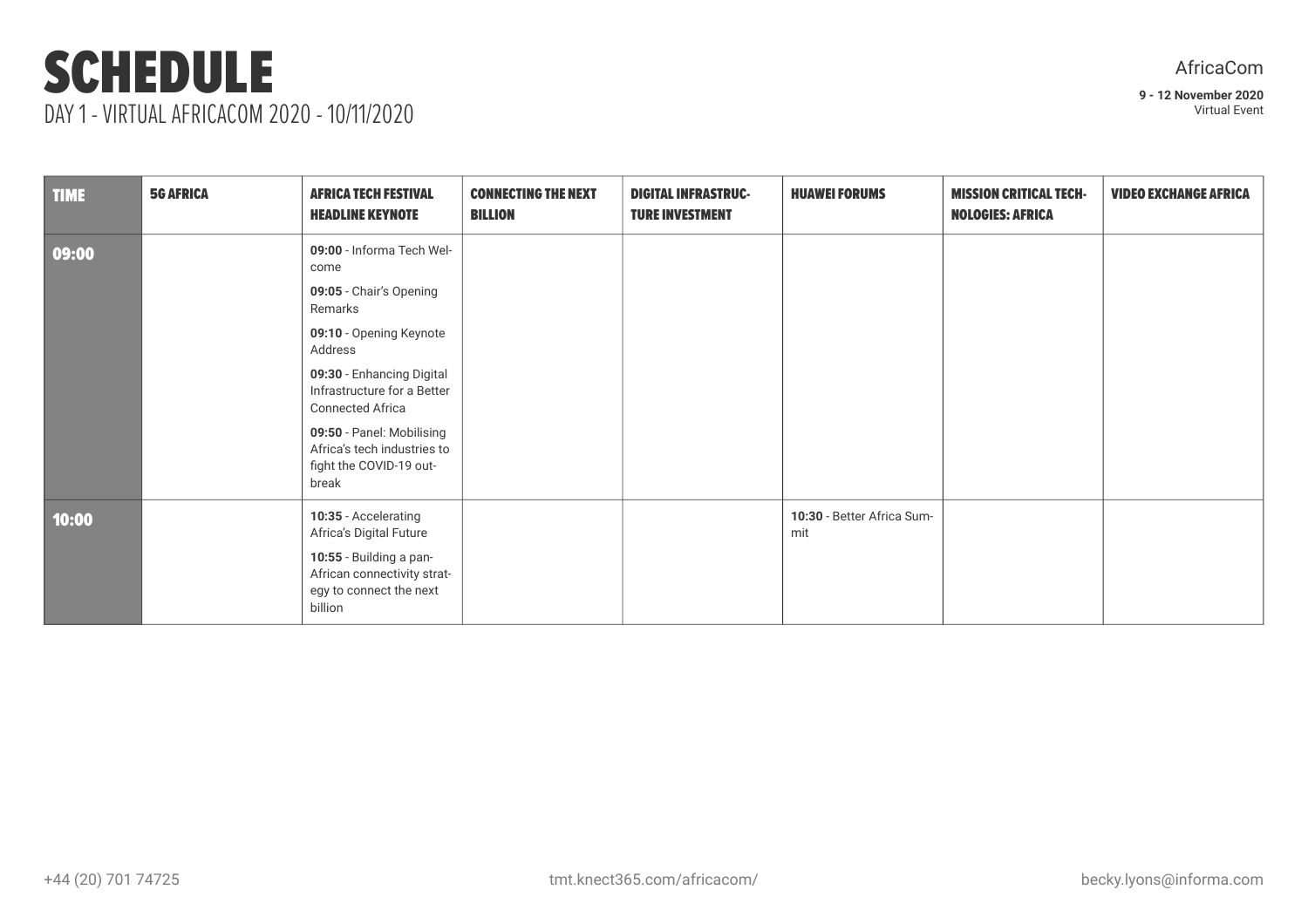# SCHEDULE

DAY 1 - VIRTUAL AFRICACOM 2020 - 10/11/2020

AfricaCom

**9 - 12 November 2020**
Virtual Event

| TIME | 5G AFRICA | AFRICA TECH FESTIVAL HEADLINE KEYNOTE | CONNECTING THE NEXT BILLION | DIGITAL INFRASTRUCTURE INVESTMENT | HUAWEI FORUMS | MISSION CRITICAL TECHNOLOGIES: AFRICA | VIDEO EXCHANGE AFRICA |
|---|---|---|---|---|---|---|---|
| **09:00** | | **09:00** - Informa Tech Welcome<br>**09:05** - Chair's Opening Remarks<br>**09:10** - Opening Keynote Address<br>**09:30** - Enhancing Digital Infrastructure for a Better Connected Africa<br>**09:50** - Panel: Mobilising Africa's tech industries to fight the COVID-19 outbreak | | | | | |
| **10:00** | | **10:35** - Accelerating Africa's Digital Future<br>**10:55** - Building a pan-African connectivity strategy to connect the next billion | | | **10:30** - Better Africa Summit | | |

+44 (20) 701 74725 tmt.knect365.com/africacom/ becky.lyons@informa.com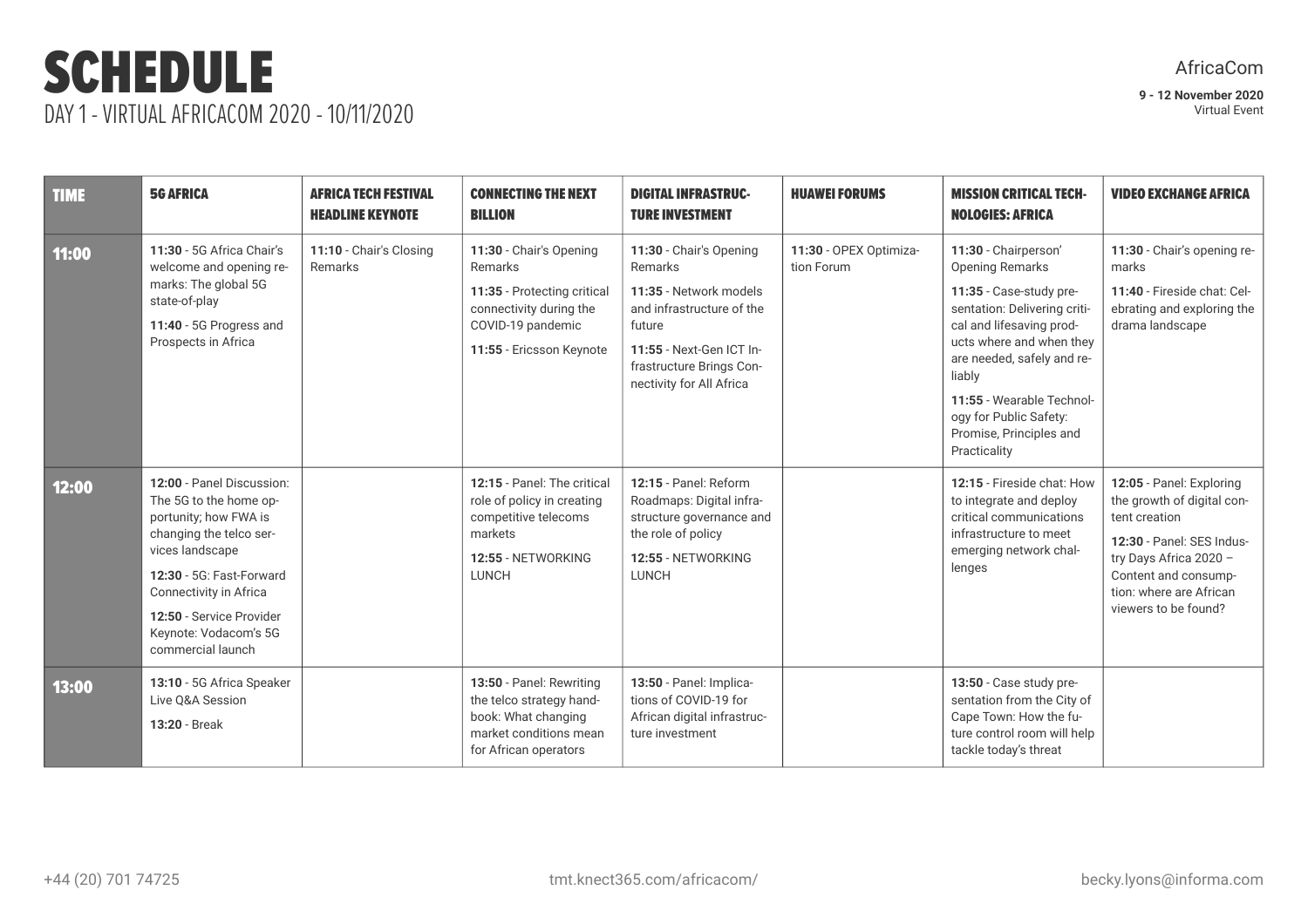# SCHEDULE

## DAY 1 - VIRTUAL AFRICACOM 2020 - 10/11/2020

AfricaCom

**9 - 12 November 2020**
Virtual Event

| TIME | 5G AFRICA | AFRICA TECH FESTIVAL HEADLINE KEYNOTE | CONNECTING THE NEXT BILLION | DIGITAL INFRASTRUCTURE INVESTMENT | HUAWEI FORUMS | MISSION CRITICAL TECHNOLOGIES: AFRICA | VIDEO EXCHANGE AFRICA |
|---|---|---|---|---|---|---|---|
| **11:00** | **11:30** - 5G Africa Chair's welcome and opening remarks: The global 5G state-of-play<br>**11:40** - 5G Progress and Prospects in Africa | **11:10** - Chair's Closing Remarks | **11:30** - Chair's Opening Remarks<br>**11:35** - Protecting critical connectivity during the COVID-19 pandemic<br>**11:55** - Ericsson Keynote | **11:30** - Chair's Opening Remarks<br>**11:35** - Network models and infrastructure of the future<br>**11:55** - Next-Gen ICT Infrastructure Brings Connectivity for All Africa | **11:30** - OPEX Optimization Forum | **11:30** - Chairperson' Opening Remarks<br>**11:35** - Case-study presentation: Delivering critical and lifesaving products where and when they are needed, safely and reliably<br>**11:55** - Wearable Technology for Public Safety: Promise, Principles and Practicality | **11:30** - Chair's opening remarks<br>**11:40** - Fireside chat: Celebrating and exploring the drama landscape |
| **12:00** | **12:00** - Panel Discussion: The 5G to the home opportunity; how FWA is changing the telco services landscape<br>**12:30** - 5G: Fast-Forward Connectivity in Africa<br>**12:50** - Service Provider Keynote: Vodacom's 5G commercial launch | | **12:15** - Panel: The critical role of policy in creating competitive telecoms markets<br>**12:55** - NETWORKING LUNCH | **12:15** - Panel: Reform Roadmaps: Digital infrastructure governance and the role of policy<br>**12:55** - NETWORKING LUNCH | | **12:15** - Fireside chat: How to integrate and deploy critical communications infrastructure to meet emerging network challenges | **12:05** - Panel: Exploring the growth of digital content creation<br>**12:30** - Panel: SES Industry Days Africa 2020 – Content and consumption: where are African viewers to be found? |
| **13:00** | **13:10** - 5G Africa Speaker Live Q&A Session<br>**13:20** - Break | | **13:50** - Panel: Rewriting the telco strategy handbook: What changing market conditions mean for African operators | **13:50** - Panel: Implications of COVID-19 for African digital infrastructure investment | | **13:50** - Case study presentation from the City of Cape Town: How the future control room will help tackle today's threat | |

+44 (20) 701 74725 tmt.knect365.com/africacom/ becky.lyons@informa.com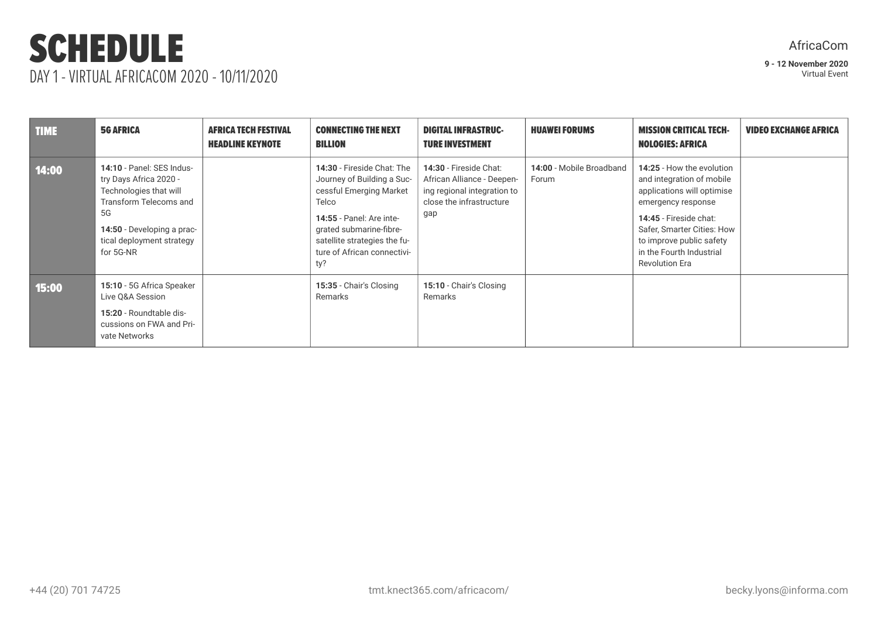# SCHEDULE

DAY 1 - VIRTUAL AFRICACOM 2020 - 10/11/2020

AfricaCom

**9 - 12 November 2020**
Virtual Event

| TIME | 5G AFRICA | AFRICA TECH FESTIVAL HEADLINE KEYNOTE | CONNECTING THE NEXT BILLION | DIGITAL INFRASTRUCTURE INVESTMENT | HUAWEI FORUMS | MISSION CRITICAL TECHNOLOGIES: AFRICA | VIDEO EXCHANGE AFRICA |
|---|---|---|---|---|---|---|---|
| 14:00 | **14:10** - Panel: SES Industry Days Africa 2020 - Technologies that will Transform Telecoms and 5G<br>**14:50** - Developing a practical deployment strategy for 5G-NR | | **14:30** - Fireside Chat: The Journey of Building a Successful Emerging Market Telco<br>**14:55** - Panel: Are integrated submarine-fibre-satellite strategies the future of African connectivity? | **14:30** - Fireside Chat: African Alliance - Deepening regional integration to close the infrastructure gap | **14:00** - Mobile Broadband Forum | **14:25** - How the evolution and integration of mobile applications will optimise emergency response<br>**14:45** - Fireside chat: Safer, Smarter Cities: How to improve public safety in the Fourth Industrial Revolution Era | |
| 15:00 | **15:10** - 5G Africa Speaker Live Q&A Session<br>**15:20** - Roundtable discussions on FWA and Private Networks | | **15:35** - Chair's Closing Remarks | **15:10** - Chair's Closing Remarks | | | |

+44 (20) 701 74725 tmt.knect365.com/africacom/ becky.lyons@informa.com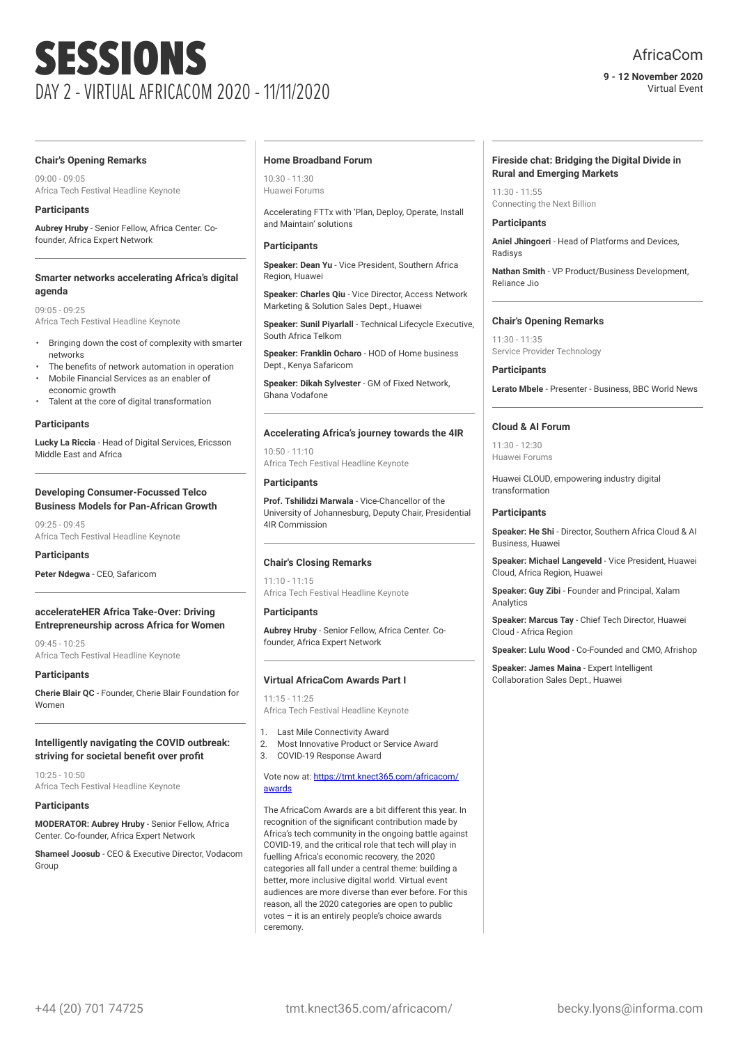# SESSIONS

## DAY 2 - VIRTUAL AFRICACOM 2020 - 11/11/2020

AfricaCom

**9 - 12 November 2020**
Virtual Event

### Chair's Opening Remarks

09:00 - 09:05
Africa Tech Festival Headline Keynote

**Participants**

**Aubrey Hruby** - Senior Fellow, Africa Center. Co-founder, Africa Expert Network

### Smarter networks accelerating Africa's digital agenda

09:05 - 09:25
Africa Tech Festival Headline Keynote

- Bringing down the cost of complexity with smarter networks
- The benefits of network automation in operation
- Mobile Financial Services as an enabler of economic growth
- Talent at the core of digital transformation

**Participants**

**Lucky La Riccia** - Head of Digital Services, Ericsson Middle East and Africa

### Developing Consumer-Focussed Telco Business Models for Pan-African Growth

09:25 - 09:45
Africa Tech Festival Headline Keynote

**Participants**

**Peter Ndegwa** - CEO, Safaricom

### accelerateHER Africa Take-Over: Driving Entrepreneurship across Africa for Women

09:45 - 10:25
Africa Tech Festival Headline Keynote

**Participants**

**Cherie Blair QC** - Founder, Cherie Blair Foundation for Women

### Intelligently navigating the COVID outbreak: striving for societal benefit over profit

10:25 - 10:50
Africa Tech Festival Headline Keynote

**Participants**

**MODERATOR: Aubrey Hruby** - Senior Fellow, Africa Center. Co-founder, Africa Expert Network

**Shameel Joosub** - CEO & Executive Director, Vodacom Group

### Home Broadband Forum

10:30 - 11:30
Huawei Forums

Accelerating FTTx with 'Plan, Deploy, Operate, Install and Maintain' solutions

**Participants**

**Speaker: Dean Yu** - Vice President, Southern Africa Region, Huawei

**Speaker: Charles Qiu** - Vice Director, Access Network Marketing & Solution Sales Dept., Huawei

**Speaker: Sunil Piyarlall** - Technical Lifecycle Executive, South Africa Telkom

**Speaker: Franklin Ocharo** - HOD of Home business Dept., Kenya Safaricom

**Speaker: Dikah Sylvester** - GM of Fixed Network, Ghana Vodafone

### Accelerating Africa's journey towards the 4IR

10:50 - 11:10
Africa Tech Festival Headline Keynote

**Participants**

**Prof. Tshilidzi Marwala** - Vice-Chancellor of the University of Johannesburg, Deputy Chair, Presidential 4IR Commission

### Chair's Closing Remarks

11:10 - 11:15
Africa Tech Festival Headline Keynote

**Participants**

**Aubrey Hruby** - Senior Fellow, Africa Center. Co-founder, Africa Expert Network

### Virtual AfricaCom Awards Part I

11:15 - 11:25
Africa Tech Festival Headline Keynote

1. Last Mile Connectivity Award
2. Most Innovative Product or Service Award
3. COVID-19 Response Award

Vote now at: [https://tmt.knect365.com/africacom/awards](https://tmt.knect365.com/africacom/awards)

The AfricaCom Awards are a bit different this year. In recognition of the significant contribution made by Africa's tech community in the ongoing battle against COVID-19, and the critical role that tech will play in fuelling Africa's economic recovery, the 2020 categories all fall under a central theme: building a better, more inclusive digital world. Virtual event audiences are more diverse than ever before. For this reason, all the 2020 categories are open to public votes – it is an entirely people's choice awards ceremony.

### Fireside chat: Bridging the Digital Divide in Rural and Emerging Markets

11:30 - 11:55
Connecting the Next Billion

**Participants**

**Aniel Jhingoeri** - Head of Platforms and Devices, Radisys

**Nathan Smith** - VP Product/Business Development, Reliance Jio

### Chair's Opening Remarks

11:30 - 11:35
Service Provider Technology

**Participants**

**Lerato Mbele** - Presenter - Business, BBC World News

### Cloud & AI Forum

11:30 - 12:30
Huawei Forums

Huawei CLOUD, empowering industry digital transformation

**Participants**

**Speaker: He Shi** - Director, Southern Africa Cloud & AI Business, Huawei

**Speaker: Michael Langeveld** - Vice President, Huawei Cloud, Africa Region, Huawei

**Speaker: Guy Zibi** - Founder and Principal, Xalam Analytics

**Speaker: Marcus Tay** - Chief Tech Director, Huawei Cloud - Africa Region

**Speaker: Lulu Wood** - Co-Founded and CMO, Afrishop

**Speaker: James Maina** - Expert Intelligent Collaboration Sales Dept., Huawei

+44 (20) 701 74725 | tmt.knect365.com/africacom/ | becky.lyons@informa.com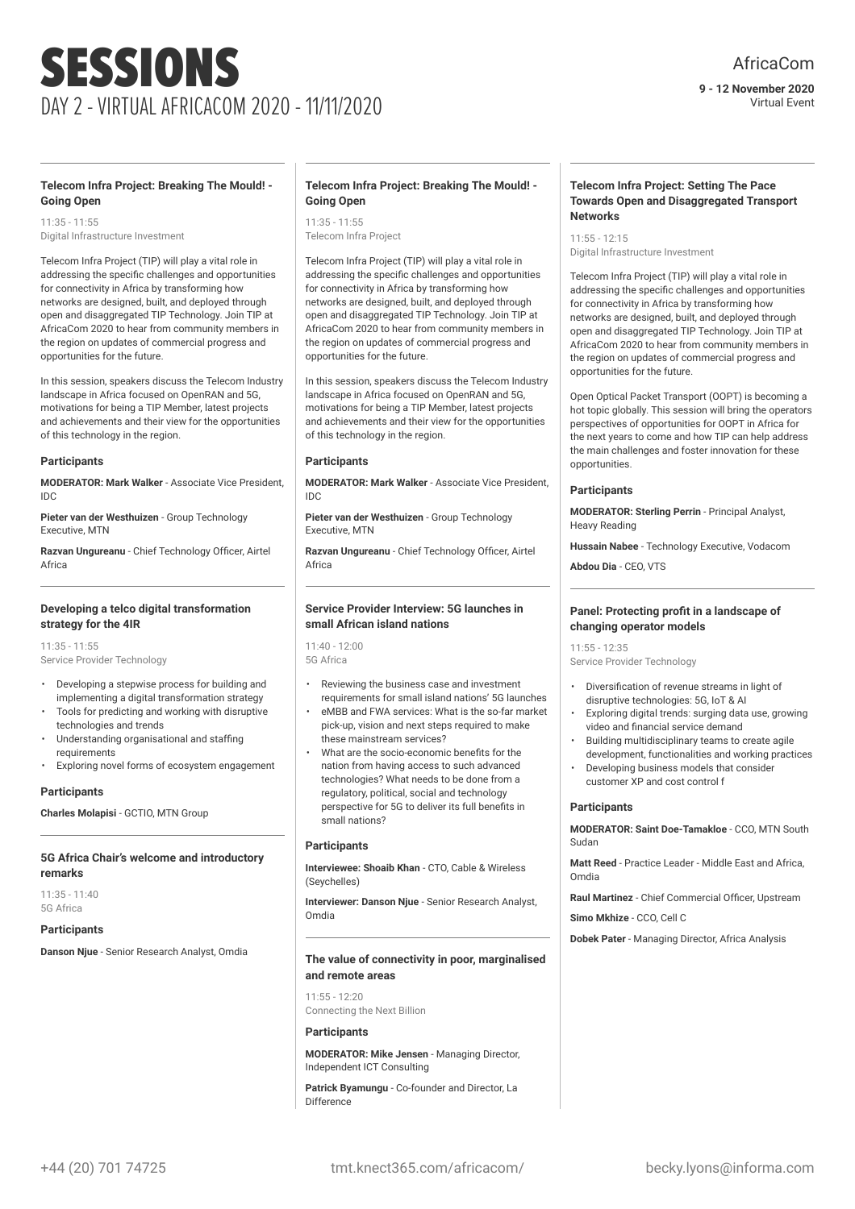# SESSIONS

DAY 2 - VIRTUAL AFRICACOM 2020 - 11/11/2020

AfricaCom

**9 - 12 November 2020**
Virtual Event

### Telecom Infra Project: Breaking The Mould! - Going Open

11:35 - 11:55
Digital Infrastructure Investment

Telecom Infra Project (TIP) will play a vital role in addressing the specific challenges and opportunities for connectivity in Africa by transforming how networks are designed, built, and deployed through open and disaggregated TIP Technology. Join TIP at AfricaCom 2020 to hear from community members in the region on updates of commercial progress and opportunities for the future.

In this session, speakers discuss the Telecom Industry landscape in Africa focused on OpenRAN and 5G, motivations for being a TIP Member, latest projects and achievements and their view for the opportunities of this technology in the region.

#### Participants

**MODERATOR: Mark Walker** - Associate Vice President, IDC

**Pieter van der Westhuizen** - Group Technology Executive, MTN

**Razvan Ungureanu** - Chief Technology Officer, Airtel Africa

### Developing a telco digital transformation strategy for the 4IR

11:35 - 11:55
Service Provider Technology

- Developing a stepwise process for building and implementing a digital transformation strategy
- Tools for predicting and working with disruptive technologies and trends
- Understanding organisational and staffing requirements
- Exploring novel forms of ecosystem engagement

#### Participants

**Charles Molapisi** - GCTIO, MTN Group

### 5G Africa Chair's welcome and introductory remarks

11:35 - 11:40
5G Africa

#### Participants

**Danson Njue** - Senior Research Analyst, Omdia

### Telecom Infra Project: Breaking The Mould! - Going Open

11:35 - 11:55
Telecom Infra Project

Telecom Infra Project (TIP) will play a vital role in addressing the specific challenges and opportunities for connectivity in Africa by transforming how networks are designed, built, and deployed through open and disaggregated TIP Technology. Join TIP at AfricaCom 2020 to hear from community members in the region on updates of commercial progress and opportunities for the future.

In this session, speakers discuss the Telecom Industry landscape in Africa focused on OpenRAN and 5G, motivations for being a TIP Member, latest projects and achievements and their view for the opportunities of this technology in the region.

#### Participants

**MODERATOR: Mark Walker** - Associate Vice President, IDC

**Pieter van der Westhuizen** - Group Technology Executive, MTN

**Razvan Ungureanu** - Chief Technology Officer, Airtel Africa

### Service Provider Interview: 5G launches in small African island nations

11:40 - 12:00
5G Africa

- Reviewing the business case and investment requirements for small island nations' 5G launches
- eMBB and FWA services: What is the so-far market pick-up, vision and next steps required to make these mainstream services?
- What are the socio-economic benefits for the nation from having access to such advanced technologies? What needs to be done from a regulatory, political, social and technology perspective for 5G to deliver its full benefits in small nations?

#### Participants

**Interviewee: Shoaib Khan** - CTO, Cable & Wireless (Seychelles)

**Interviewer: Danson Njue** - Senior Research Analyst, Omdia

### The value of connectivity in poor, marginalised and remote areas

11:55 - 12:20
Connecting the Next Billion

#### Participants

**MODERATOR: Mike Jensen** - Managing Director, Independent ICT Consulting

**Patrick Byamungu** - Co-founder and Director, La Difference

### Telecom Infra Project: Setting The Pace Towards Open and Disaggregated Transport Networks

11:55 - 12:15
Digital Infrastructure Investment

Telecom Infra Project (TIP) will play a vital role in addressing the specific challenges and opportunities for connectivity in Africa by transforming how networks are designed, built, and deployed through open and disaggregated TIP Technology. Join TIP at AfricaCom 2020 to hear from community members in the region on updates of commercial progress and opportunities for the future.

Open Optical Packet Transport (OOPT) is becoming a hot topic globally. This session will bring the operators perspectives of opportunities for OOPT in Africa for the next years to come and how TIP can help address the main challenges and foster innovation for these opportunities.

#### Participants

**MODERATOR: Sterling Perrin** - Principal Analyst, Heavy Reading

**Hussain Nabee** - Technology Executive, Vodacom

**Abdou Dia** - CEO, VTS

### Panel: Protecting profit in a landscape of changing operator models

11:55 - 12:35
Service Provider Technology

- Diversification of revenue streams in light of disruptive technologies: 5G, IoT & AI
- Exploring digital trends: surging data use, growing video and financial service demand
- Building multidisciplinary teams to create agile development, functionalities and working practices
- Developing business models that consider customer XP and cost control f

#### Participants

**MODERATOR: Saint Doe-Tamakloe** - CCO, MTN South Sudan

**Matt Reed** - Practice Leader - Middle East and Africa, Omdia

**Raul Martinez** - Chief Commercial Officer, Upstream

**Simo Mkhize** - CCO, Cell C

**Dobek Pater** - Managing Director, Africa Analysis

+44 (20) 701 74725 tmt.knect365.com/africacom/ becky.lyons@informa.com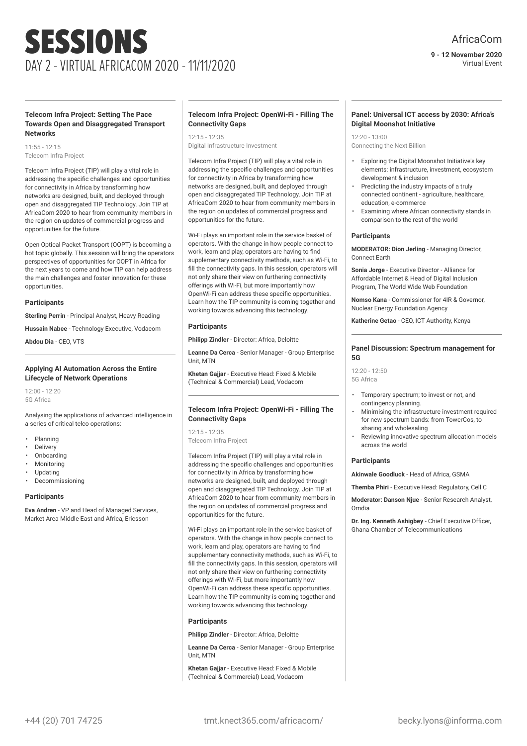# SESSIONS

## DAY 2 - VIRTUAL AFRICACOM 2020 - 11/11/2020

AfricaCom

**9 - 12 November 2020**
Virtual Event

### Telecom Infra Project: Setting The Pace Towards Open and Disaggregated Transport Networks

11:55 - 12:15
Telecom Infra Project

Telecom Infra Project (TIP) will play a vital role in addressing the specific challenges and opportunities for connectivity in Africa by transforming how networks are designed, built, and deployed through open and disaggregated TIP Technology. Join TIP at AfricaCom 2020 to hear from community members in the region on updates of commercial progress and opportunities for the future.

Open Optical Packet Transport (OOPT) is becoming a hot topic globally. This session will bring the operators perspectives of opportunities for OOPT in Africa for the next years to come and how TIP can help address the main challenges and foster innovation for these opportunities.

#### Participants

**Sterling Perrin** - Principal Analyst, Heavy Reading

**Hussain Nabee** - Technology Executive, Vodacom

**Abdou Dia** - CEO, VTS

### Applying AI Automation Across the Entire Lifecycle of Network Operations

12:00 - 12:20
5G Africa

Analysing the applications of advanced intelligence in a series of critical telco operations:

- Planning
- Delivery
- Onboarding
- Monitoring
- Updating
- Decommissioning

#### Participants

**Eva Andren** - VP and Head of Managed Services, Market Area Middle East and Africa, Ericsson

### Telecom Infra Project: OpenWi-Fi - Filling The Connectivity Gaps

12:15 - 12:35
Digital Infrastructure Investment

Telecom Infra Project (TIP) will play a vital role in addressing the specific challenges and opportunities for connectivity in Africa by transforming how networks are designed, built, and deployed through open and disaggregated TIP Technology. Join TIP at AfricaCom 2020 to hear from community members in the region on updates of commercial progress and opportunities for the future.

Wi-Fi plays an important role in the service basket of operators. With the change in how people connect to work, learn and play, operators are having to find supplementary connectivity methods, such as Wi-Fi, to fill the connectivity gaps. In this session, operators will not only share their view on furthering connectivity offerings with Wi-Fi, but more importantly how OpenWi-Fi can address these specific opportunities. Learn how the TIP community is coming together and working towards advancing this technology.

#### Participants

**Philipp Zindler** - Director: Africa, Deloitte

**Leanne Da Cerca** - Senior Manager - Group Enterprise Unit, MTN

**Khetan Gajjar** - Executive Head: Fixed & Mobile (Technical & Commercial) Lead, Vodacom

### Telecom Infra Project: OpenWi-Fi - Filling The Connectivity Gaps

12:15 - 12:35
Telecom Infra Project

Telecom Infra Project (TIP) will play a vital role in addressing the specific challenges and opportunities for connectivity in Africa by transforming how networks are designed, built, and deployed through open and disaggregated TIP Technology. Join TIP at AfricaCom 2020 to hear from community members in the region on updates of commercial progress and opportunities for the future.

Wi-Fi plays an important role in the service basket of operators. With the change in how people connect to work, learn and play, operators are having to find supplementary connectivity methods, such as Wi-Fi, to fill the connectivity gaps. In this session, operators will not only share their view on furthering connectivity offerings with Wi-Fi, but more importantly how OpenWi-Fi can address these specific opportunities. Learn how the TIP community is coming together and working towards advancing this technology.

#### Participants

**Philipp Zindler** - Director: Africa, Deloitte

**Leanne Da Cerca** - Senior Manager - Group Enterprise Unit, MTN

**Khetan Gajjar** - Executive Head: Fixed & Mobile (Technical & Commercial) Lead, Vodacom

### Panel: Universal ICT access by 2030: Africa's Digital Moonshot Initiative

12:20 - 13:00
Connecting the Next Billion

- Exploring the Digital Moonshot Initiative's key elements: infrastructure, investment, ecosystem development & inclusion
- Predicting the industry impacts of a truly connected continent - agriculture, healthcare, education, e-commerce
- Examining where African connectivity stands in comparison to the rest of the world

#### Participants

**MODERATOR: Dion Jerling** - Managing Director, Connect Earth

**Sonia Jorge** - Executive Director - Alliance for Affordable Internet & Head of Digital Inclusion Program, The World Wide Web Foundation

**Nomso Kana** - Commissioner for 4IR & Governor, Nuclear Energy Foundation Agency

**Katherine Getao** - CEO, ICT Authority, Kenya

### Panel Discussion: Spectrum management for 5G

12:20 - 12:50
5G Africa

- Temporary spectrum; to invest or not, and contingency planning.
- Minimising the infrastructure investment required for new spectrum bands: from TowerCos, to sharing and wholesaling
- Reviewing innovative spectrum allocation models across the world

#### Participants

**Akinwale Goodluck** - Head of Africa, GSMA

**Themba Phiri** - Executive Head: Regulatory, Cell C

**Moderator: Danson Njue** - Senior Research Analyst, Omdia

**Dr. Ing. Kenneth Ashigbey** - Chief Executive Officer, Ghana Chamber of Telecommunications

+44 (20) 701 74725 tmt.knect365.com/africacom/ becky.lyons@informa.com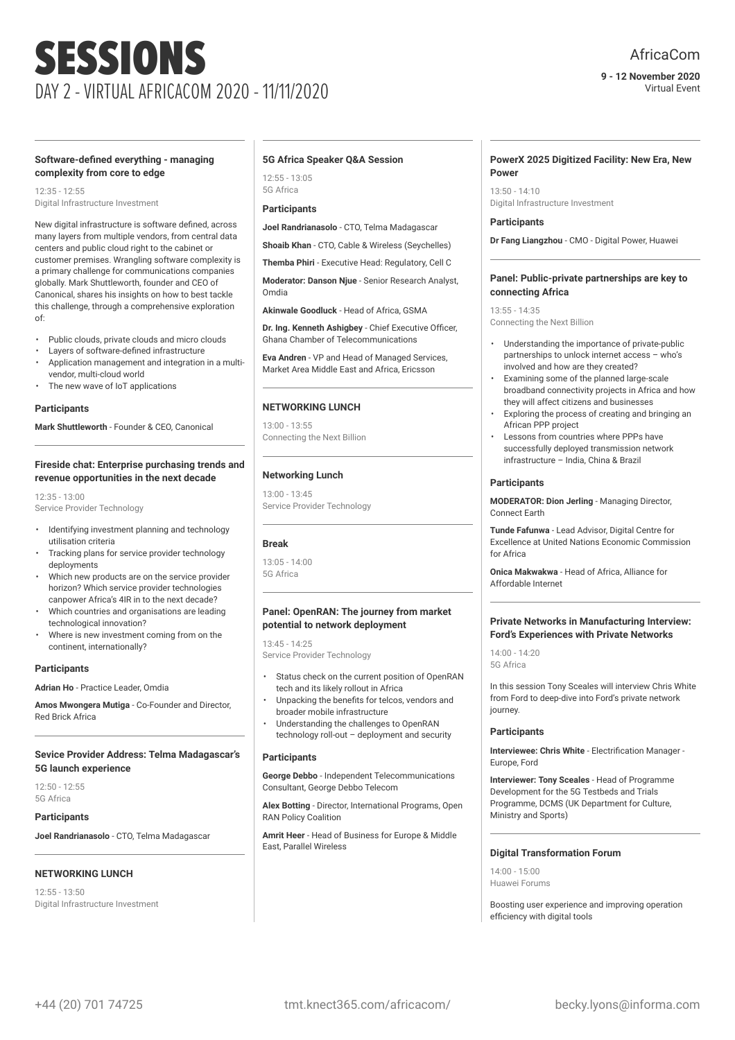# SESSIONS

## DAY 2 - VIRTUAL AFRICACOM 2020 - 11/11/2020

AfricaCom

**9 - 12 November 2020**
Virtual Event

### Software-defined everything - managing complexity from core to edge

12:35 - 12:55
Digital Infrastructure Investment

New digital infrastructure is software defined, across many layers from multiple vendors, from central data centers and public cloud right to the cabinet or customer premises. Wrangling software complexity is a primary challenge for communications companies globally. Mark Shuttleworth, founder and CEO of Canonical, shares his insights on how to best tackle this challenge, through a comprehensive exploration of:

- Public clouds, private clouds and micro clouds
- Layers of software-defined infrastructure
- Application management and integration in a multi-vendor, multi-cloud world
- The new wave of IoT applications

**Participants**

**Mark Shuttleworth** - Founder & CEO, Canonical

### Fireside chat: Enterprise purchasing trends and revenue opportunities in the next decade

12:35 - 13:00
Service Provider Technology

- Identifying investment planning and technology utilisation criteria
- Tracking plans for service provider technology deployments
- Which new products are on the service provider horizon? Which service provider technologies canpower Africa's 4IR in to the next decade?
- Which countries and organisations are leading technological innovation?
- Where is new investment coming from on the continent, internationally?

**Participants**

**Adrian Ho** - Practice Leader, Omdia

**Amos Mwongera Mutiga** - Co-Founder and Director, Red Brick Africa

### Sevice Provider Address: Telma Madagascar's 5G launch experience

12:50 - 12:55
5G Africa

**Participants**

**Joel Randrianasolo** - CTO, Telma Madagascar

### NETWORKING LUNCH

12:55 - 13:50
Digital Infrastructure Investment

### 5G Africa Speaker Q&A Session

12:55 - 13:05
5G Africa

**Participants**

**Joel Randrianasolo** - CTO, Telma Madagascar

**Shoaib Khan** - CTO, Cable & Wireless (Seychelles)

**Themba Phiri** - Executive Head: Regulatory, Cell C

**Moderator: Danson Njue** - Senior Research Analyst, Omdia

**Akinwale Goodluck** - Head of Africa, GSMA

**Dr. Ing. Kenneth Ashigbey** - Chief Executive Officer, Ghana Chamber of Telecommunications

**Eva Andren** - VP and Head of Managed Services, Market Area Middle East and Africa, Ericsson

### NETWORKING LUNCH

13:00 - 13:55
Connecting the Next Billion

### Networking Lunch

13:00 - 13:45
Service Provider Technology

### Break

13:05 - 14:00
5G Africa

### Panel: OpenRAN: The journey from market potential to network deployment

13:45 - 14:25
Service Provider Technology

- Status check on the current position of OpenRAN tech and its likely rollout in Africa
- Unpacking the benefits for telcos, vendors and broader mobile infrastructure
- Understanding the challenges to OpenRAN technology roll-out – deployment and security

**Participants**

**George Debbo** - Independent Telecommunications Consultant, George Debbo Telecom

**Alex Botting** - Director, International Programs, Open RAN Policy Coalition

**Amrit Heer** - Head of Business for Europe & Middle East, Parallel Wireless

### PowerX 2025 Digitized Facility: New Era, New Power

13:50 - 14:10
Digital Infrastructure Investment

**Participants**

**Dr Fang Liangzhou** - CMO - Digital Power, Huawei

### Panel: Public-private partnerships are key to connecting Africa

13:55 - 14:35
Connecting the Next Billion

- Understanding the importance of private-public partnerships to unlock internet access – who's involved and how are they created?
- Examining some of the planned large-scale broadband connectivity projects in Africa and how they will affect citizens and businesses
- Exploring the process of creating and bringing an African PPP project
- Lessons from countries where PPPs have successfully deployed transmission network infrastructure – India, China & Brazil

**Participants**

**MODERATOR: Dion Jerling** - Managing Director, Connect Earth

**Tunde Fafunwa** - Lead Advisor, Digital Centre for Excellence at United Nations Economic Commission for Africa

**Onica Makwakwa** - Head of Africa, Alliance for Affordable Internet

### Private Networks in Manufacturing Interview: Ford's Experiences with Private Networks

14:00 - 14:20
5G Africa

In this session Tony Sceales will interview Chris White from Ford to deep-dive into Ford's private network journey.

**Participants**

**Interviewee: Chris White** - Electrification Manager - Europe, Ford

**Interviewer: Tony Sceales** - Head of Programme Development for the 5G Testbeds and Trials Programme, DCMS (UK Department for Culture, Ministry and Sports)

### Digital Transformation Forum

14:00 - 15:00
Huawei Forums

Boosting user experience and improving operation efficiency with digital tools

+44 (20) 701 74725 tmt.knect365.com/africacom/ becky.lyons@informa.com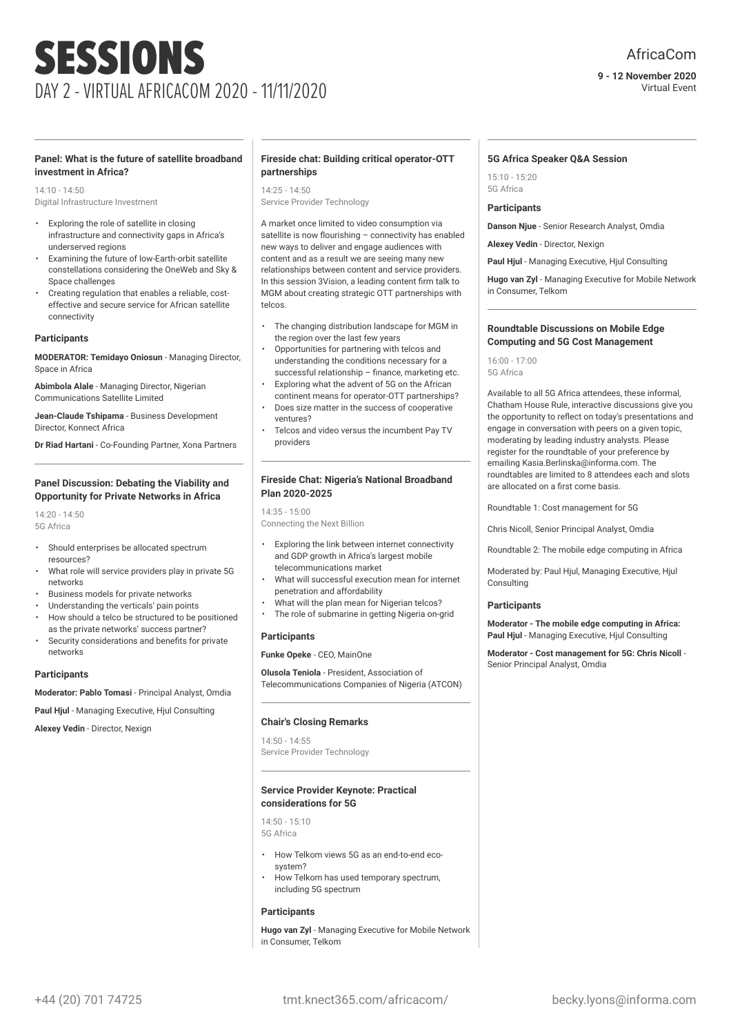# SESSIONS

## DAY 2 - VIRTUAL AFRICACOM 2020 - 11/11/2020

AfricaCom

**9 - 12 November 2020**
Virtual Event

### Panel: What is the future of satellite broadband investment in Africa?

14:10 - 14:50
Digital Infrastructure Investment

- Exploring the role of satellite in closing infrastructure and connectivity gaps in Africa's underserved regions
- Examining the future of low-Earth-orbit satellite constellations considering the OneWeb and Sky & Space challenges
- Creating regulation that enables a reliable, cost-effective and secure service for African satellite connectivity

#### Participants

**MODERATOR: Temidayo Oniosun** - Managing Director, Space in Africa

**Abimbola Alale** - Managing Director, Nigerian Communications Satellite Limited

**Jean-Claude Tshipama** - Business Development Director, Konnect Africa

**Dr Riad Hartani** - Co-Founding Partner, Xona Partners

### Panel Discussion: Debating the Viability and Opportunity for Private Networks in Africa

14:20 - 14:50
5G Africa

- Should enterprises be allocated spectrum resources?
- What role will service providers play in private 5G networks
- Business models for private networks
- Understanding the verticals' pain points
- How should a telco be structured to be positioned as the private networks' success partner?
- Security considerations and benefits for private networks

#### Participants

**Moderator: Pablo Tomasi** - Principal Analyst, Omdia

**Paul Hjul** - Managing Executive, Hjul Consulting

**Alexey Vedin** - Director, Nexign

### Fireside chat: Building critical operator-OTT partnerships

14:25 - 14:50
Service Provider Technology

A market once limited to video consumption via satellite is now flourishing – connectivity has enabled new ways to deliver and engage audiences with content and as a result we are seeing many new relationships between content and service providers. In this session 3Vision, a leading content firm talk to MGM about creating strategic OTT partnerships with telcos.

- The changing distribution landscape for MGM in the region over the last few years
- Opportunities for partnering with telcos and understanding the conditions necessary for a successful relationship – finance, marketing etc.
- Exploring what the advent of 5G on the African continent means for operator-OTT partnerships?
- Does size matter in the success of cooperative ventures?
- Telcos and video versus the incumbent Pay TV providers

### Fireside Chat: Nigeria's National Broadband Plan 2020-2025

14:35 - 15:00
Connecting the Next Billion

- Exploring the link between internet connectivity and GDP growth in Africa's largest mobile telecommunications market
- What will successful execution mean for internet penetration and affordability
- What will the plan mean for Nigerian telcos?
- The role of submarine in getting Nigeria on-grid

#### Participants

**Funke Opeke** - CEO, MainOne

**Olusola Teniola** - President, Association of Telecommunications Companies of Nigeria (ATCON)

### Chair's Closing Remarks

14:50 - 14:55
Service Provider Technology

### Service Provider Keynote: Practical considerations for 5G

14:50 - 15:10
5G Africa

- How Telkom views 5G as an end-to-end eco-system?
- How Telkom has used temporary spectrum, including 5G spectrum

#### Participants

**Hugo van Zyl** - Managing Executive for Mobile Network in Consumer, Telkom

### 5G Africa Speaker Q&A Session

15:10 - 15:20
5G Africa

#### Participants

**Danson Njue** - Senior Research Analyst, Omdia

**Alexey Vedin** - Director, Nexign

**Paul Hjul** - Managing Executive, Hjul Consulting

**Hugo van Zyl** - Managing Executive for Mobile Network in Consumer, Telkom

### Roundtable Discussions on Mobile Edge Computing and 5G Cost Management

16:00 - 17:00
5G Africa

Available to all 5G Africa attendees, these informal, Chatham House Rule, interactive discussions give you the opportunity to reflect on today's presentations and engage in conversation with peers on a given topic, moderating by leading industry analysts. Please register for the roundtable of your preference by emailing Kasia.Berlinska@informa.com. The roundtables are limited to 8 attendees each and slots are allocated on a first come basis.

Roundtable 1: Cost management for 5G

Chris Nicoll, Senior Principal Analyst, Omdia

Roundtable 2: The mobile edge computing in Africa

Moderated by: Paul Hjul, Managing Executive, Hjul Consulting

#### Participants

**Moderator - The mobile edge computing in Africa: Paul Hjul** - Managing Executive, Hjul Consulting

**Moderator - Cost management for 5G: Chris Nicoll** - Senior Principal Analyst, Omdia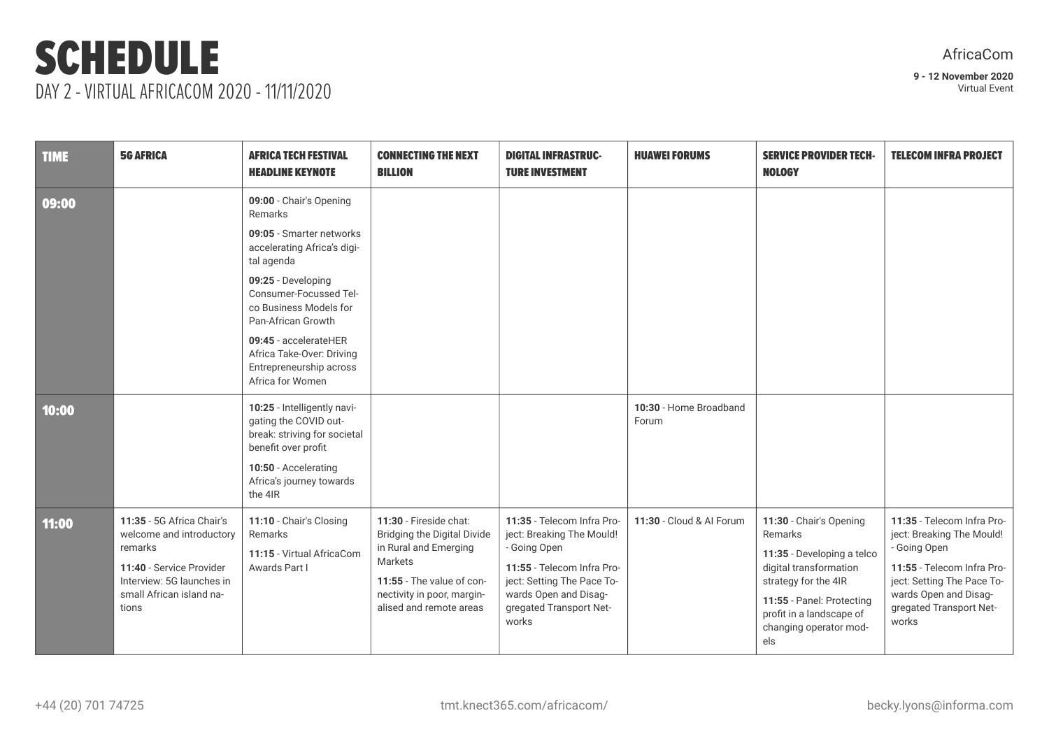# SCHEDULE

DAY 2 - VIRTUAL AFRICACOM 2020 - 11/11/2020

AfricaCom

**9 - 12 November 2020**
Virtual Event

| TIME | 5G AFRICA | AFRICA TECH FESTIVAL HEADLINE KEYNOTE | CONNECTING THE NEXT BILLION | DIGITAL INFRASTRUCTURE INVESTMENT | HUAWEI FORUMS | SERVICE PROVIDER TECHNOLOGY | TELECOM INFRA PROJECT |
|---|---|---|---|---|---|---|---|
| **09:00** | | **09:00** - Chair's Opening Remarks<br>**09:05** - Smarter networks accelerating Africa's digital agenda<br>**09:25** - Developing Consumer-Focussed Telco Business Models for Pan-African Growth<br>**09:45** - accelerateHER Africa Take-Over: Driving Entrepreneurship across Africa for Women | | | | | |
| **10:00** | | **10:25** - Intelligently navigating the COVID outbreak: striving for societal benefit over profit<br>**10:50** - Accelerating Africa's journey towards the 4IR | | | **10:30** - Home Broadband Forum | | |
| **11:00** | **11:35** - 5G Africa Chair's welcome and introductory remarks<br>**11:40** - Service Provider Interview: 5G launches in small African island nations | **11:10** - Chair's Closing Remarks<br>**11:15** - Virtual AfricaCom Awards Part I | **11:30** - Fireside chat: Bridging the Digital Divide in Rural and Emerging Markets<br>**11:55** - The value of connectivity in poor, marginalised and remote areas | **11:35** - Telecom Infra Project: Breaking The Mould! - Going Open<br>**11:55** - Telecom Infra Project: Setting The Pace Towards Open and Disaggregated Transport Networks | **11:30** - Cloud & AI Forum | **11:30** - Chair's Opening Remarks<br>**11:35** - Developing a telco digital transformation strategy for the 4IR<br>**11:55** - Panel: Protecting profit in a landscape of changing operator models | **11:35** - Telecom Infra Project: Breaking The Mould! - Going Open<br>**11:55** - Telecom Infra Project: Setting The Pace Towards Open and Disaggregated Transport Networks |

+44 (20) 701 74725 | tmt.knect365.com/africacom/ | becky.lyons@informa.com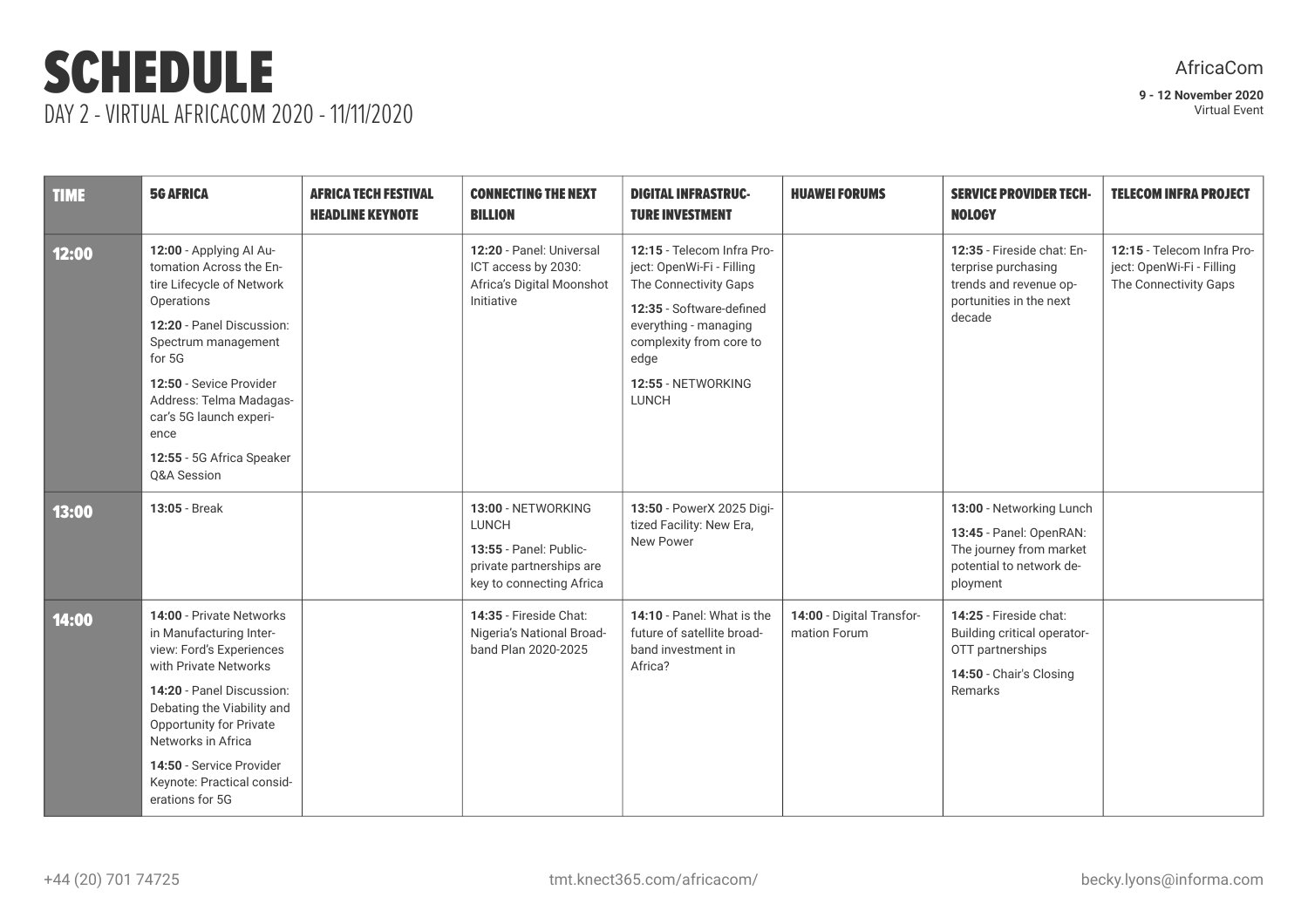# SCHEDULE

## DAY 2 - VIRTUAL AFRICACOM 2020 - 11/11/2020

AfricaCom

**9 - 12 November 2020**
Virtual Event

| TIME | 5G AFRICA | AFRICA TECH FESTIVAL HEADLINE KEYNOTE | CONNECTING THE NEXT BILLION | DIGITAL INFRASTRUCTURE INVESTMENT | HUAWEI FORUMS | SERVICE PROVIDER TECHNOLOGY | TELECOM INFRA PROJECT |
|---|---|---|---|---|---|---|---|
| **12:00** | **12:00** - Applying AI Automation Across the Entire Lifecycle of Network Operations<br>**12:20** - Panel Discussion: Spectrum management for 5G<br>**12:50** - Sevice Provider Address: Telma Madagascar's 5G launch experience<br>**12:55** - 5G Africa Speaker Q&A Session | | **12:20** - Panel: Universal ICT access by 2030: Africa's Digital Moonshot Initiative | **12:15** - Telecom Infra Project: OpenWi-Fi - Filling The Connectivity Gaps<br>**12:35** - Software-defined everything - managing complexity from core to edge<br>**12:55** - NETWORKING LUNCH | | **12:35** - Fireside chat: Enterprise purchasing trends and revenue opportunities in the next decade | **12:15** - Telecom Infra Project: OpenWi-Fi - Filling The Connectivity Gaps |
| **13:00** | **13:05** - Break | | **13:00** - NETWORKING LUNCH<br>**13:55** - Panel: Public-private partnerships are key to connecting Africa | **13:50** - PowerX 2025 Digitized Facility: New Era, New Power | | **13:00** - Networking Lunch<br>**13:45** - Panel: OpenRAN: The journey from market potential to network deployment | |
| **14:00** | **14:00** - Private Networks in Manufacturing Interview: Ford's Experiences with Private Networks<br>**14:20** - Panel Discussion: Debating the Viability and Opportunity for Private Networks in Africa<br>**14:50** - Service Provider Keynote: Practical considerations for 5G | | **14:35** - Fireside Chat: Nigeria's National Broadband Plan 2020-2025 | **14:10** - Panel: What is the future of satellite broadband investment in Africa? | **14:00** - Digital Transformation Forum | **14:25** - Fireside chat: Building critical operator-OTT partnerships<br>**14:50** - Chair's Closing Remarks | |

+44 (20) 701 74725 tmt.knect365.com/africacom/ becky.lyons@informa.com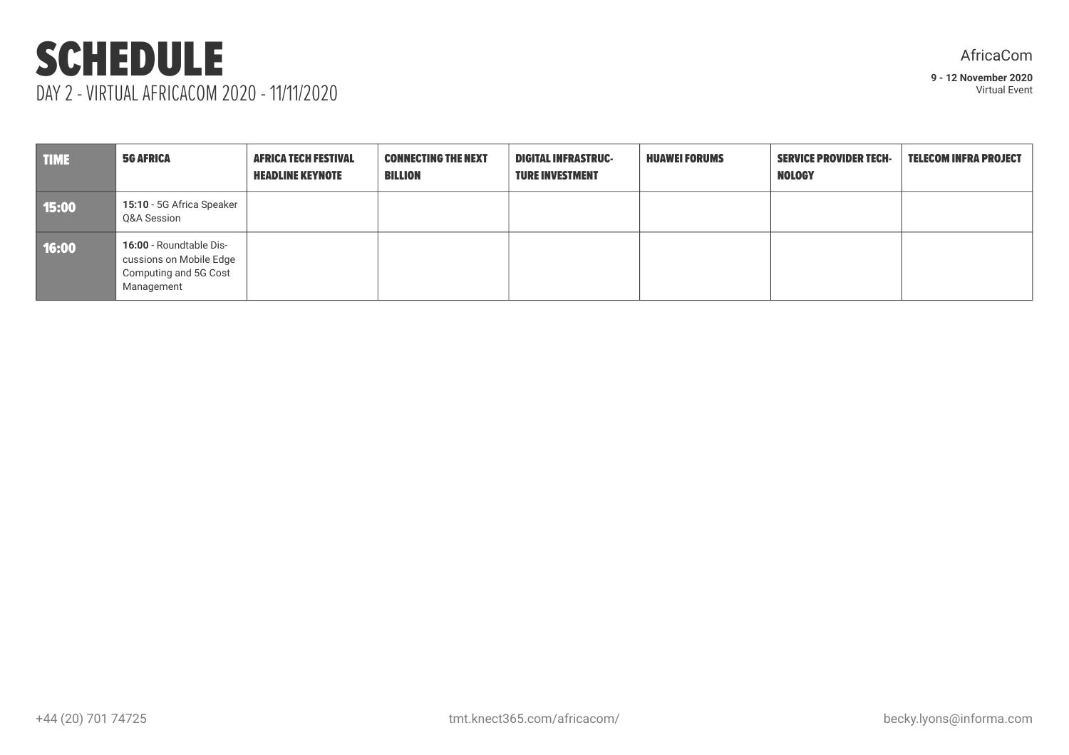# SCHEDULE

DAY 2 - VIRTUAL AFRICACOM 2020 - 11/11/2020

AfricaCom

**9 - 12 November 2020**
Virtual Event

| TIME | 5G AFRICA | AFRICA TECH FESTIVAL HEADLINE KEYNOTE | CONNECTING THE NEXT BILLION | DIGITAL INFRASTRUCTURE INVESTMENT | HUAWEI FORUMS | SERVICE PROVIDER TECHNOLOGY | TELECOM INFRA PROJECT |
|---|---|---|---|---|---|---|---|
| 15:00 | **15:10** - 5G Africa Speaker Q&A Session | | | | | | |
| 16:00 | **16:00** - Roundtable Discussions on Mobile Edge Computing and 5G Cost Management | | | | | | |

+44 (20) 701 74725 tmt.knect365.com/africacom/ becky.lyons@informa.com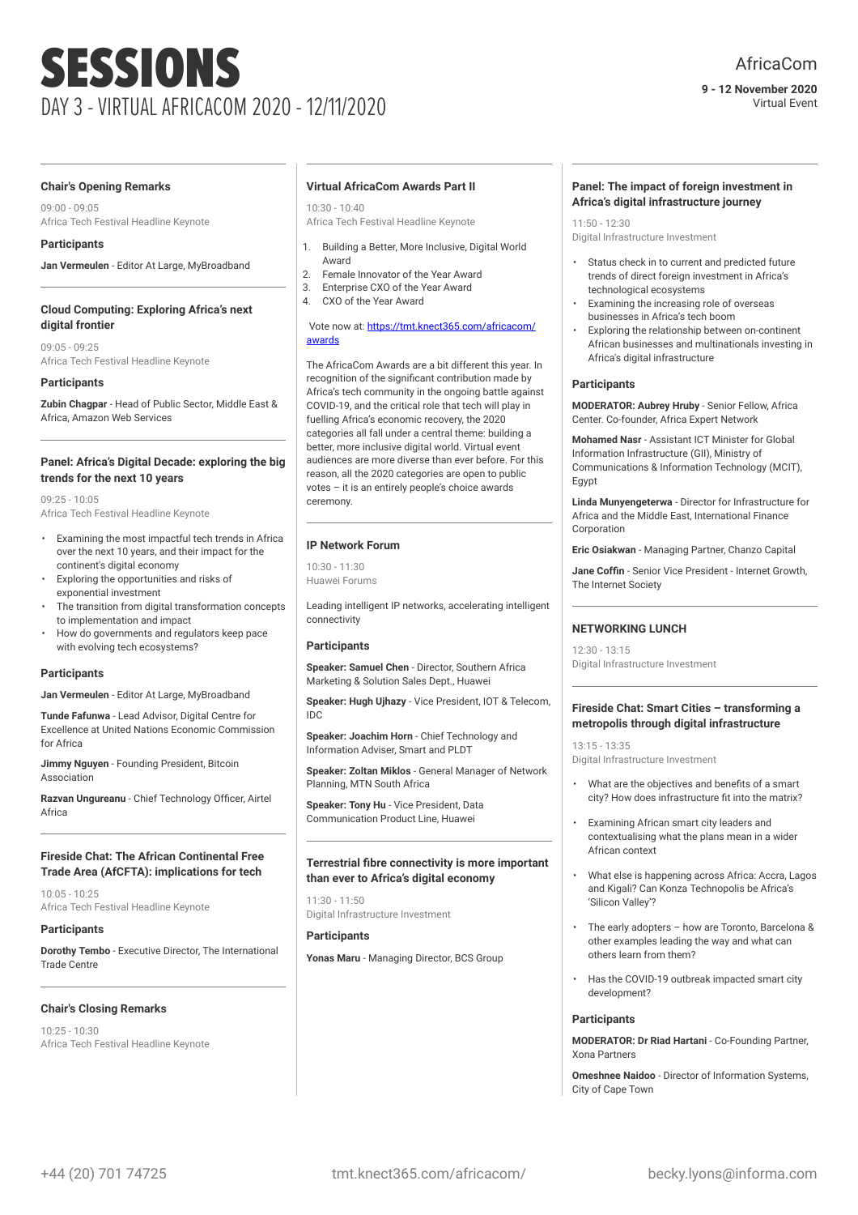# SESSIONS

## DAY 3 - VIRTUAL AFRICACOM 2020 - 12/11/2020

AfricaCom

**9 - 12 November 2020**
Virtual Event

### Chair's Opening Remarks

09:00 - 09:05
Africa Tech Festival Headline Keynote

**Participants**

**Jan Vermeulen** - Editor At Large, MyBroadband

### Cloud Computing: Exploring Africa's next digital frontier

09:05 - 09:25
Africa Tech Festival Headline Keynote

**Participants**

**Zubin Chagpar** - Head of Public Sector, Middle East & Africa, Amazon Web Services

### Panel: Africa's Digital Decade: exploring the big trends for the next 10 years

09:25 - 10:05
Africa Tech Festival Headline Keynote

- Examining the most impactful tech trends in Africa over the next 10 years, and their impact for the continent's digital economy
- Exploring the opportunities and risks of exponential investment
- The transition from digital transformation concepts to implementation and impact
- How do governments and regulators keep pace with evolving tech ecosystems?

**Participants**

**Jan Vermeulen** - Editor At Large, MyBroadband

**Tunde Fafunwa** - Lead Advisor, Digital Centre for Excellence at United Nations Economic Commission for Africa

**Jimmy Nguyen** - Founding President, Bitcoin Association

**Razvan Ungureanu** - Chief Technology Officer, Airtel Africa

### Fireside Chat: The African Continental Free Trade Area (AfCFTA): implications for tech

10:05 - 10:25
Africa Tech Festival Headline Keynote

**Participants**

**Dorothy Tembo** - Executive Director, The International Trade Centre

### Chair's Closing Remarks

10:25 - 10:30
Africa Tech Festival Headline Keynote

### Virtual AfricaCom Awards Part II

10:30 - 10:40
Africa Tech Festival Headline Keynote

1. Building a Better, More Inclusive, Digital World Award
2. Female Innovator of the Year Award
3. Enterprise CXO of the Year Award
4. CXO of the Year Award

Vote now at: [https://tmt.knect365.com/africacom/awards](https://tmt.knect365.com/africacom/awards)

The AfricaCom Awards are a bit different this year. In recognition of the significant contribution made by Africa's tech community in the ongoing battle against COVID-19, and the critical role that tech will play in fuelling Africa's economic recovery, the 2020 categories all fall under a central theme: building a better, more inclusive digital world. Virtual event audiences are more diverse than ever before. For this reason, all the 2020 categories are open to public votes – it is an entirely people's choice awards ceremony.

### IP Network Forum

10:30 - 11:30
Huawei Forums

Leading intelligent IP networks, accelerating intelligent connectivity

**Participants**

**Speaker: Samuel Chen** - Director, Southern Africa Marketing & Solution Sales Dept., Huawei

**Speaker: Hugh Ujhazy** - Vice President, IOT & Telecom, IDC

**Speaker: Joachim Horn** - Chief Technology and Information Adviser, Smart and PLDT

**Speaker: Zoltan Miklos** - General Manager of Network Planning, MTN South Africa

**Speaker: Tony Hu** - Vice President, Data Communication Product Line, Huawei

### Terrestrial fibre connectivity is more important than ever to Africa's digital economy

11:30 - 11:50
Digital Infrastructure Investment

**Participants**

**Yonas Maru** - Managing Director, BCS Group

### Panel: The impact of foreign investment in Africa's digital infrastructure journey

11:50 - 12:30
Digital Infrastructure Investment

- Status check in to current and predicted future trends of direct foreign investment in Africa's technological ecosystems
- Examining the increasing role of overseas businesses in Africa's tech boom
- Exploring the relationship between on-continent African businesses and multinationals investing in Africa's digital infrastructure

**Participants**

**MODERATOR: Aubrey Hruby** - Senior Fellow, Africa Center. Co-founder, Africa Expert Network

**Mohamed Nasr** - Assistant ICT Minister for Global Information Infrastructure (GII), Ministry of Communications & Information Technology (MCIT), Egypt

**Linda Munyengeterwa** - Director for Infrastructure for Africa and the Middle East, International Finance Corporation

**Eric Osiakwan** - Managing Partner, Chanzo Capital

**Jane Coffin** - Senior Vice President - Internet Growth, The Internet Society

### NETWORKING LUNCH

12:30 - 13:15
Digital Infrastructure Investment

### Fireside Chat: Smart Cities – transforming a metropolis through digital infrastructure

13:15 - 13:35
Digital Infrastructure Investment

- What are the objectives and benefits of a smart city? How does infrastructure fit into the matrix?
- Examining African smart city leaders and contextualising what the plans mean in a wider African context
- What else is happening across Africa: Accra, Lagos and Kigali? Can Konza Technopolis be Africa's 'Silicon Valley'?
- The early adopters – how are Toronto, Barcelona & other examples leading the way and what can others learn from them?
- Has the COVID-19 outbreak impacted smart city development?

**Participants**

**MODERATOR: Dr Riad Hartani** - Co-Founding Partner, Xona Partners

**Omeshnee Naidoo** - Director of Information Systems, City of Cape Town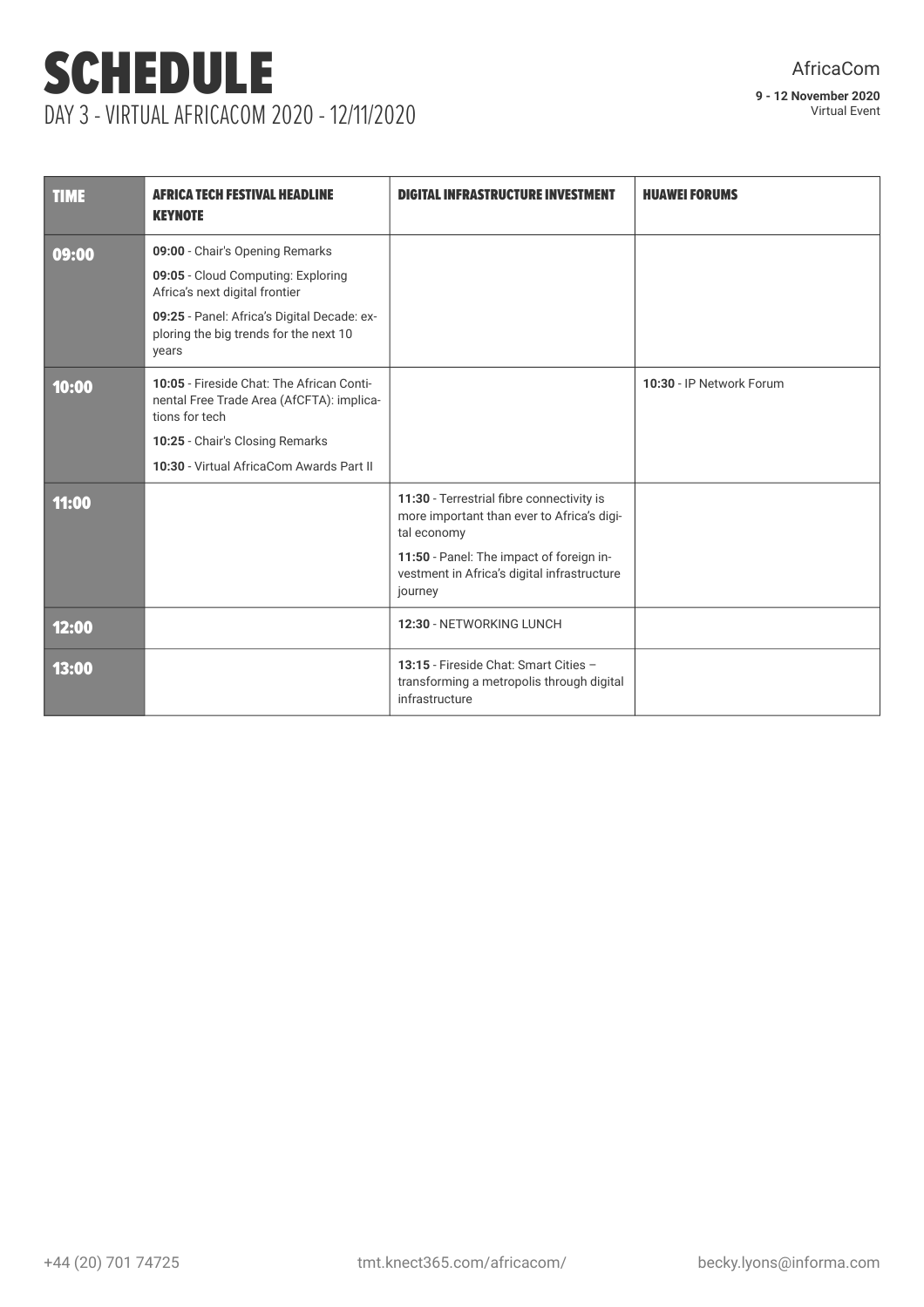# SCHEDULE

## DAY 3 - VIRTUAL AFRICACOM 2020 - 12/11/2020

AfricaCom

**9 - 12 November 2020**
Virtual Event

| TIME | AFRICA TECH FESTIVAL HEADLINE KEYNOTE | DIGITAL INFRASTRUCTURE INVESTMENT | HUAWEI FORUMS |
|---|---|---|---|
| 09:00 | **09:00** - Chair's Opening Remarks<br>**09:05** - Cloud Computing: Exploring Africa's next digital frontier<br>**09:25** - Panel: Africa's Digital Decade: exploring the big trends for the next 10 years | | |
| 10:00 | **10:05** - Fireside Chat: The African Continental Free Trade Area (AfCFTA): implications for tech<br>**10:25** - Chair's Closing Remarks<br>**10:30** - Virtual AfricaCom Awards Part II | | **10:30** - IP Network Forum |
| 11:00 | | **11:30** - Terrestrial fibre connectivity is more important than ever to Africa's digital economy<br>**11:50** - Panel: The impact of foreign investment in Africa's digital infrastructure journey | |
| 12:00 | | **12:30** - NETWORKING LUNCH | |
| 13:00 | | **13:15** - Fireside Chat: Smart Cities – transforming a metropolis through digital infrastructure | |

+44 (20) 701 74725 | tmt.knect365.com/africacom/ | becky.lyons@informa.com